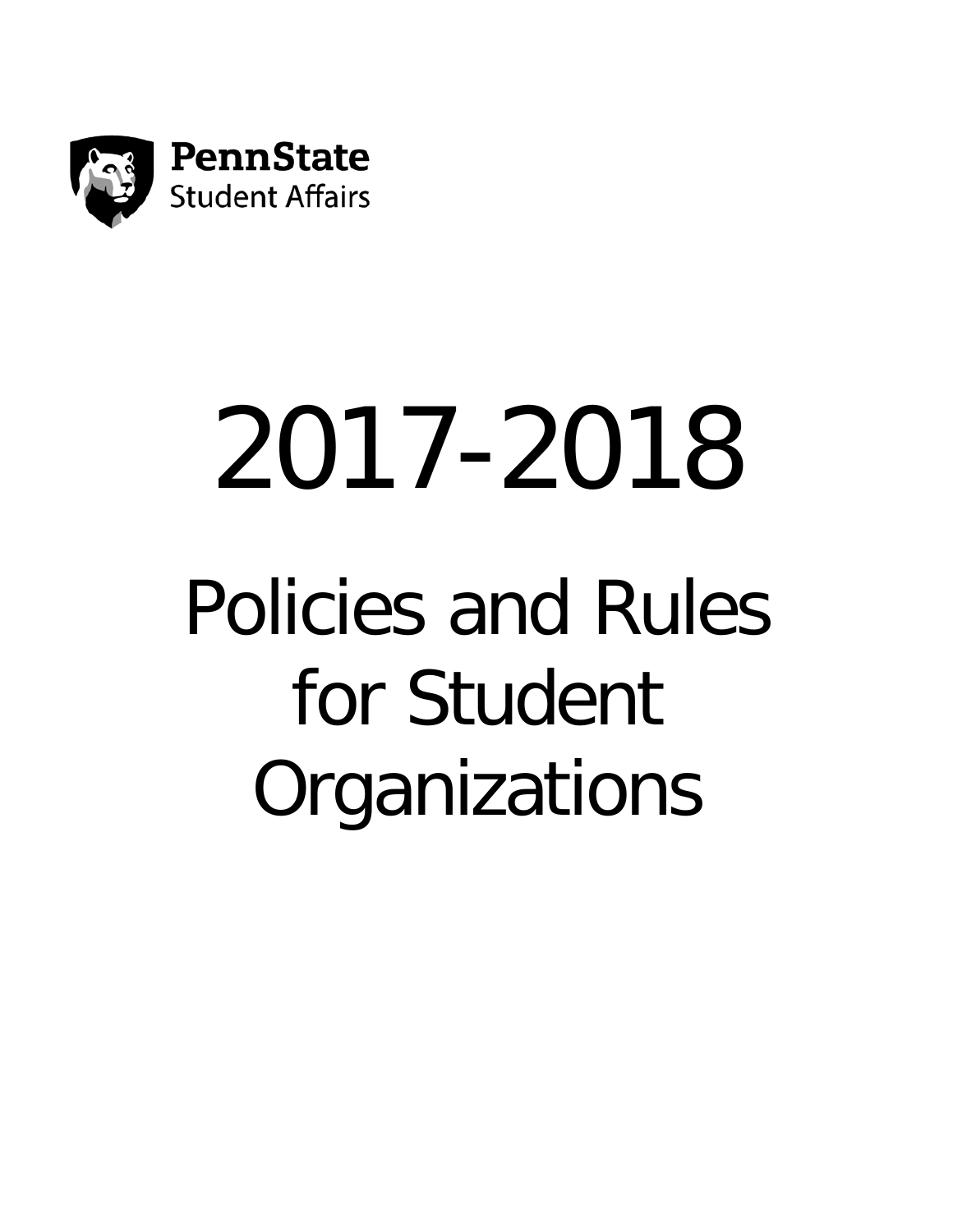PennState
Student Affairs

# 2017-2018

# Policies and Rules for Student Organizations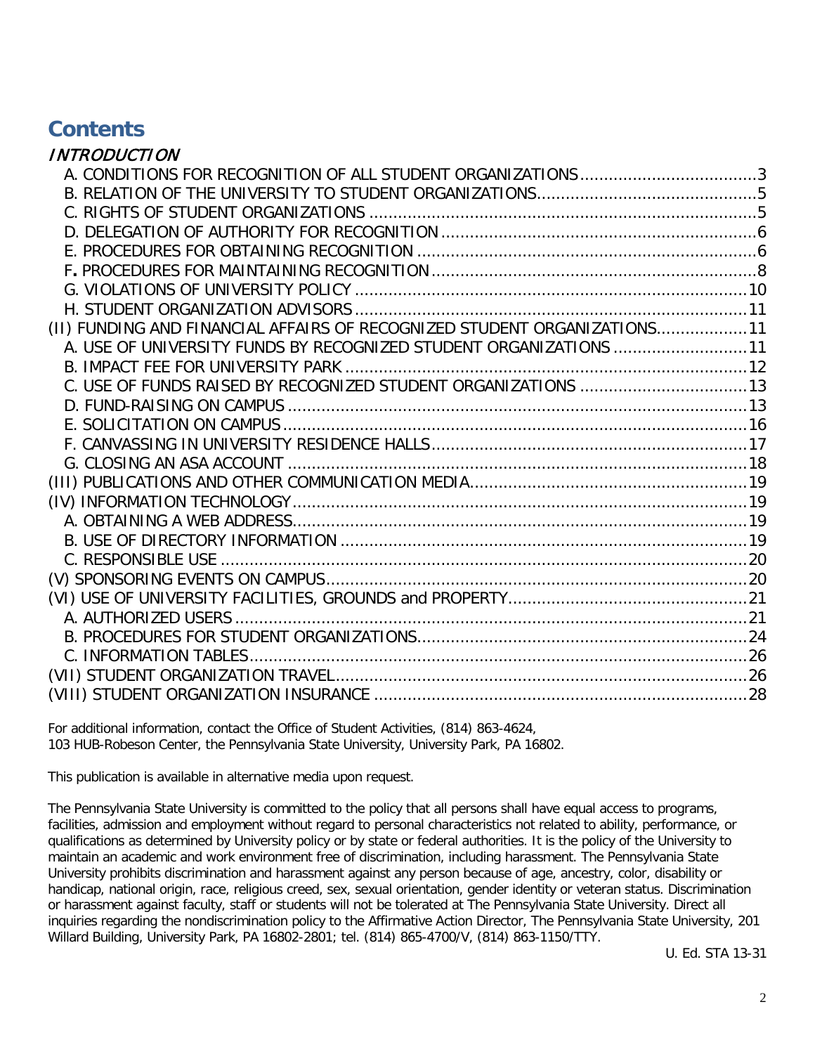# Contents

*INTRODUCTION*

- A. CONDITIONS FOR RECOGNITION OF ALL STUDENT ORGANIZATIONS....................................3
- B. RELATION OF THE UNIVERSITY TO STUDENT ORGANIZATIONS.............................................5
- C. RIGHTS OF STUDENT ORGANIZATIONS ...............................................................................5
- D. DELEGATION OF AUTHORITY FOR RECOGNITION ................................................................6
- E. PROCEDURES FOR OBTAINING RECOGNITION .....................................................................6
- **F.** PROCEDURES FOR MAINTAINING RECOGNITION ..................................................................8
- G. VIOLATIONS OF UNIVERSITY POLICY ...............................................................................10
- H. STUDENT ORGANIZATION ADVISORS ...............................................................................11

(II) FUNDING AND FINANCIAL AFFAIRS OF RECOGNIZED STUDENT ORGANIZATIONS..................11

- A. USE OF UNIVERSITY FUNDS BY RECOGNIZED STUDENT ORGANIZATIONS ...........................11
- B. IMPACT FEE FOR UNIVERSITY PARK ..................................................................................12
- C. USE OF FUNDS RAISED BY RECOGNIZED STUDENT ORGANIZATIONS ..................................13
- D. FUND-RAISING ON CAMPUS ..............................................................................................13
- E. SOLICITATION ON CAMPUS ...............................................................................................16
- F. CANVASSING IN UNIVERSITY RESIDENCE HALLS.................................................................17
- G. CLOSING AN ASA ACCOUNT ..............................................................................................18

(III) PUBLICATIONS AND OTHER COMMUNICATION MEDIA.........................................................19

(IV) INFORMATION TECHNOLOGY ..............................................................................................19

- A. OBTAINING A WEB ADDRESS..............................................................................................19
- B. USE OF DIRECTORY INFORMATION ...................................................................................19
- C. RESPONSIBLE USE ............................................................................................................20

(V) SPONSORING EVENTS ON CAMPUS.......................................................................................20

(VI) USE OF UNIVERSITY FACILITIES, GROUNDS and PROPERTY.................................................21

- A. AUTHORIZED USERS .........................................................................................................21
- B. PROCEDURES FOR STUDENT ORGANIZATIONS....................................................................24
- C. INFORMATION TABLES.......................................................................................................26

(VII) STUDENT ORGANIZATION TRAVEL.....................................................................................26

(VIII) STUDENT ORGANIZATION INSURANCE ..............................................................................28

For additional information, contact the Office of Student Activities, (814) 863-4624, 103 HUB-Robeson Center, the Pennsylvania State University, University Park, PA 16802.

This publication is available in alternative media upon request.

The Pennsylvania State University is committed to the policy that all persons shall have equal access to programs, facilities, admission and employment without regard to personal characteristics not related to ability, performance, or qualifications as determined by University policy or by state or federal authorities. It is the policy of the University to maintain an academic and work environment free of discrimination, including harassment. The Pennsylvania State University prohibits discrimination and harassment against any person because of age, ancestry, color, disability or handicap, national origin, race, religious creed, sex, sexual orientation, gender identity or veteran status. Discrimination or harassment against faculty, staff or students will not be tolerated at The Pennsylvania State University. Direct all inquiries regarding the nondiscrimination policy to the Affirmative Action Director, The Pennsylvania State University, 201 Willard Building, University Park, PA 16802-2801; tel. (814) 865-4700/V, (814) 863-1150/TTY.

U. Ed. STA 13-31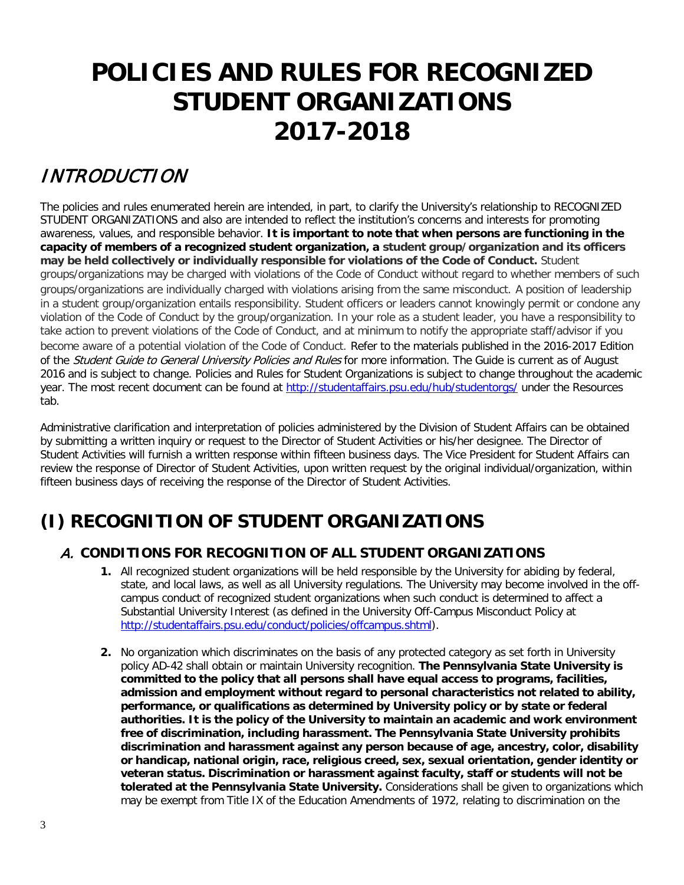# POLICIES AND RULES FOR RECOGNIZED STUDENT ORGANIZATIONS 2017-2018

## *INTRODUCTION*

The policies and rules enumerated herein are intended, in part, to clarify the University's relationship to RECOGNIZED STUDENT ORGANIZATIONS and also are intended to reflect the institution's concerns and interests for promoting awareness, values, and responsible behavior. **It is important to note that when persons are functioning in the capacity of members of a recognized student organization, a student group/organization and its officers may be held collectively or individually responsible for violations of the Code of Conduct.** Student groups/organizations may be charged with violations of the Code of Conduct without regard to whether members of such groups/organizations are individually charged with violations arising from the same misconduct. A position of leadership in a student group/organization entails responsibility. Student officers or leaders cannot knowingly permit or condone any violation of the Code of Conduct by the group/organization. In your role as a student leader, you have a responsibility to take action to prevent violations of the Code of Conduct, and at minimum to notify the appropriate staff/advisor if you become aware of a potential violation of the Code of Conduct. Refer to the materials published in the 2016-2017 Edition of the *Student Guide to General University Policies and Rules* for more information. The Guide is current as of August 2016 and is subject to change. Policies and Rules for Student Organizations is subject to change throughout the academic year. The most recent document can be found at http://studentaffairs.psu.edu/hub/studentorgs/ under the Resources tab.

Administrative clarification and interpretation of policies administered by the Division of Student Affairs can be obtained by submitting a written inquiry or request to the Director of Student Activities or his/her designee. The Director of Student Activities will furnish a written response within fifteen business days. The Vice President for Student Affairs can review the response of Director of Student Activities, upon written request by the original individual/organization, within fifteen business days of receiving the response of the Director of Student Activities.

## (I) RECOGNITION OF STUDENT ORGANIZATIONS

### *A.* CONDITIONS FOR RECOGNITION OF ALL STUDENT ORGANIZATIONS

1. All recognized student organizations will be held responsible by the University for abiding by federal, state, and local laws, as well as all University regulations. The University may become involved in the off-campus conduct of recognized student organizations when such conduct is determined to affect a Substantial University Interest (as defined in the University Off-Campus Misconduct Policy at http://studentaffairs.psu.edu/conduct/policies/offcampus.shtml).

2. No organization which discriminates on the basis of any protected category as set forth in University policy AD-42 shall obtain or maintain University recognition. **The Pennsylvania State University is committed to the policy that all persons shall have equal access to programs, facilities, admission and employment without regard to personal characteristics not related to ability, performance, or qualifications as determined by University policy or by state or federal authorities. It is the policy of the University to maintain an academic and work environment free of discrimination, including harassment. The Pennsylvania State University prohibits discrimination and harassment against any person because of age, ancestry, color, disability or handicap, national origin, race, religious creed, sex, sexual orientation, gender identity or veteran status. Discrimination or harassment against faculty, staff or students will not be tolerated at the Pennsylvania State University.** Considerations shall be given to organizations which may be exempt from Title IX of the Education Amendments of 1972, relating to discrimination on the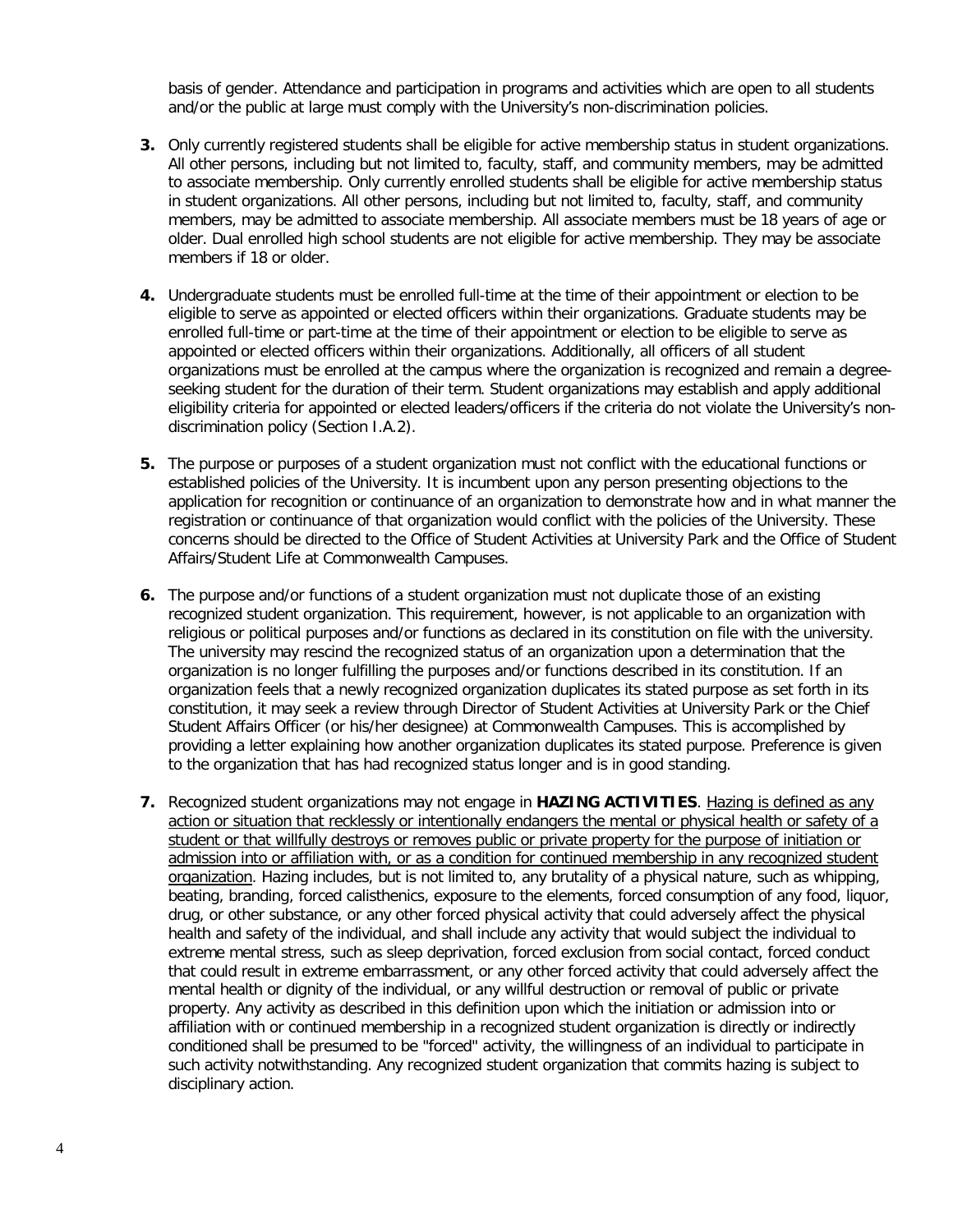basis of gender. Attendance and participation in programs and activities which are open to all students and/or the public at large must comply with the University's non-discrimination policies.

3. Only currently registered students shall be eligible for active membership status in student organizations. All other persons, including but not limited to, faculty, staff, and community members, may be admitted to associate membership. Only currently enrolled students shall be eligible for active membership status in student organizations. All other persons, including but not limited to, faculty, staff, and community members, may be admitted to associate membership. All associate members must be 18 years of age or older. Dual enrolled high school students are not eligible for active membership. They may be associate members if 18 or older.

4. Undergraduate students must be enrolled full-time at the time of their appointment or election to be eligible to serve as appointed or elected officers within their organizations. Graduate students may be enrolled full-time or part-time at the time of their appointment or election to be eligible to serve as appointed or elected officers within their organizations. Additionally, all officers of all student organizations must be enrolled at the campus where the organization is recognized and remain a degree-seeking student for the duration of their term. Student organizations may establish and apply additional eligibility criteria for appointed or elected leaders/officers if the criteria do not violate the University's non-discrimination policy (Section I.A.2).

5. The purpose or purposes of a student organization must not conflict with the educational functions or established policies of the University. It is incumbent upon any person presenting objections to the application for recognition or continuance of an organization to demonstrate how and in what manner the registration or continuance of that organization would conflict with the policies of the University. These concerns should be directed to the Office of Student Activities at University Park and the Office of Student Affairs/Student Life at Commonwealth Campuses.

6. The purpose and/or functions of a student organization must not duplicate those of an existing recognized student organization. This requirement, however, is not applicable to an organization with religious or political purposes and/or functions as declared in its constitution on file with the university. The university may rescind the recognized status of an organization upon a determination that the organization is no longer fulfilling the purposes and/or functions described in its constitution. If an organization feels that a newly recognized organization duplicates its stated purpose as set forth in its constitution, it may seek a review through Director of Student Activities at University Park or the Chief Student Affairs Officer (or his/her designee) at Commonwealth Campuses. This is accomplished by providing a letter explaining how another organization duplicates its stated purpose. Preference is given to the organization that has had recognized status longer and is in good standing.

7. Recognized student organizations may not engage in **HAZING ACTIVITIES**. Hazing is defined as any action or situation that recklessly or intentionally endangers the mental or physical health or safety of a student or that willfully destroys or removes public or private property for the purpose of initiation or admission into or affiliation with, or as a condition for continued membership in any recognized student organization. Hazing includes, but is not limited to, any brutality of a physical nature, such as whipping, beating, branding, forced calisthenics, exposure to the elements, forced consumption of any food, liquor, drug, or other substance, or any other forced physical activity that could adversely affect the physical health and safety of the individual, and shall include any activity that would subject the individual to extreme mental stress, such as sleep deprivation, forced exclusion from social contact, forced conduct that could result in extreme embarrassment, or any other forced activity that could adversely affect the mental health or dignity of the individual, or any willful destruction or removal of public or private property. Any activity as described in this definition upon which the initiation or admission into or affiliation with or continued membership in a recognized student organization is directly or indirectly conditioned shall be presumed to be "forced" activity, the willingness of an individual to participate in such activity notwithstanding. Any recognized student organization that commits hazing is subject to disciplinary action.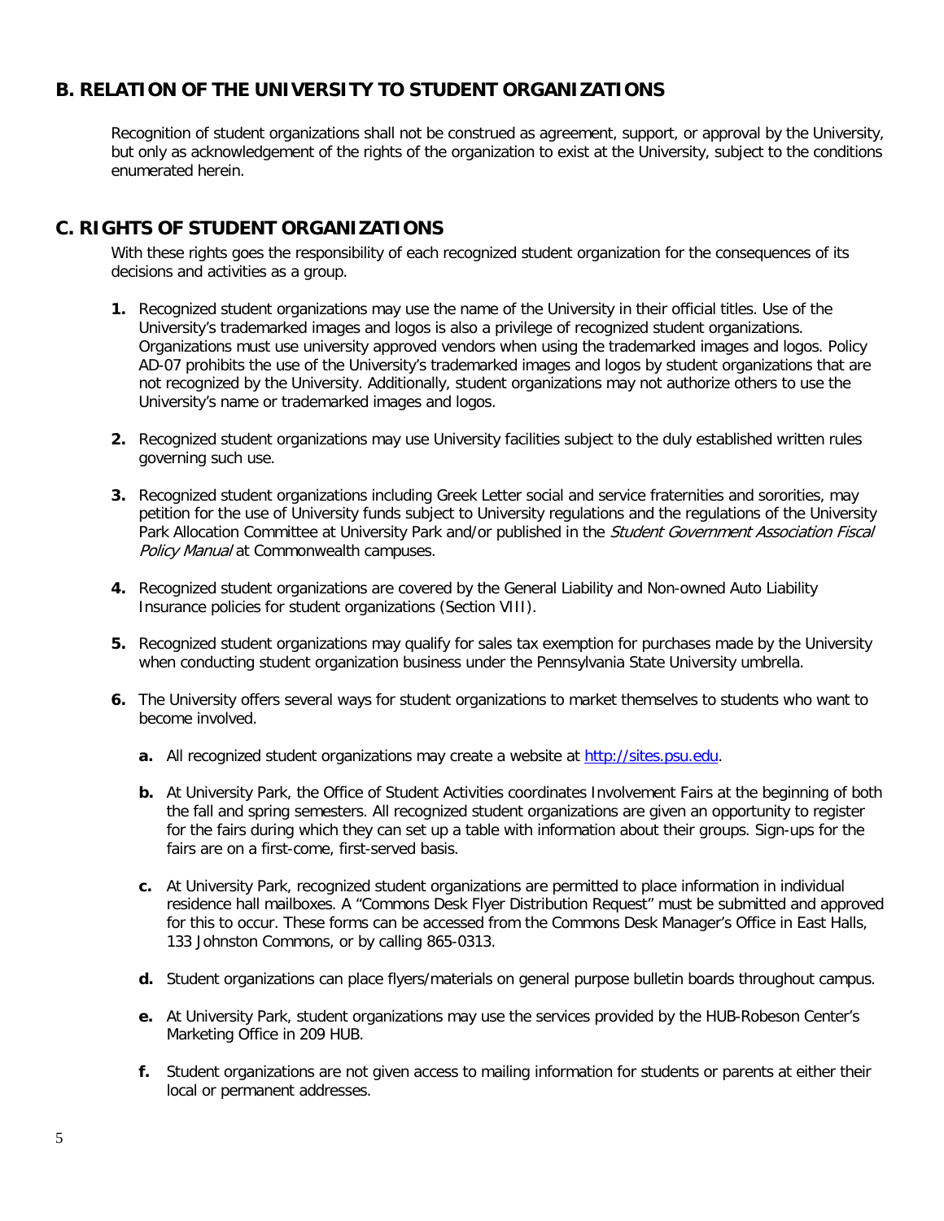## B. RELATION OF THE UNIVERSITY TO STUDENT ORGANIZATIONS

Recognition of student organizations shall not be construed as agreement, support, or approval by the University, but only as acknowledgement of the rights of the organization to exist at the University, subject to the conditions enumerated herein.

## C. RIGHTS OF STUDENT ORGANIZATIONS

With these rights goes the responsibility of each recognized student organization for the consequences of its decisions and activities as a group.

1. Recognized student organizations may use the name of the University in their official titles. Use of the University's trademarked images and logos is also a privilege of recognized student organizations. Organizations must use university approved vendors when using the trademarked images and logos. Policy AD-07 prohibits the use of the University's trademarked images and logos by student organizations that are not recognized by the University. Additionally, student organizations may not authorize others to use the University's name or trademarked images and logos.

2. Recognized student organizations may use University facilities subject to the duly established written rules governing such use.

3. Recognized student organizations including Greek Letter social and service fraternities and sororities, may petition for the use of University funds subject to University regulations and the regulations of the University Park Allocation Committee at University Park and/or published in the *Student Government Association Fiscal Policy Manual* at Commonwealth campuses.

4. Recognized student organizations are covered by the General Liability and Non-owned Auto Liability Insurance policies for student organizations (Section VIII).

5. Recognized student organizations may qualify for sales tax exemption for purchases made by the University when conducting student organization business under the Pennsylvania State University umbrella.

6. The University offers several ways for student organizations to market themselves to students who want to become involved.

   a. All recognized student organizations may create a website at [http://sites.psu.edu](http://sites.psu.edu).

   b. At University Park, the Office of Student Activities coordinates Involvement Fairs at the beginning of both the fall and spring semesters. All recognized student organizations are given an opportunity to register for the fairs during which they can set up a table with information about their groups. Sign-ups for the fairs are on a first-come, first-served basis.

   c. At University Park, recognized student organizations are permitted to place information in individual residence hall mailboxes. A "Commons Desk Flyer Distribution Request" must be submitted and approved for this to occur. These forms can be accessed from the Commons Desk Manager's Office in East Halls, 133 Johnston Commons, or by calling 865-0313.

   d. Student organizations can place flyers/materials on general purpose bulletin boards throughout campus.

   e. At University Park, student organizations may use the services provided by the HUB-Robeson Center's Marketing Office in 209 HUB.

   f. Student organizations are not given access to mailing information for students or parents at either their local or permanent addresses.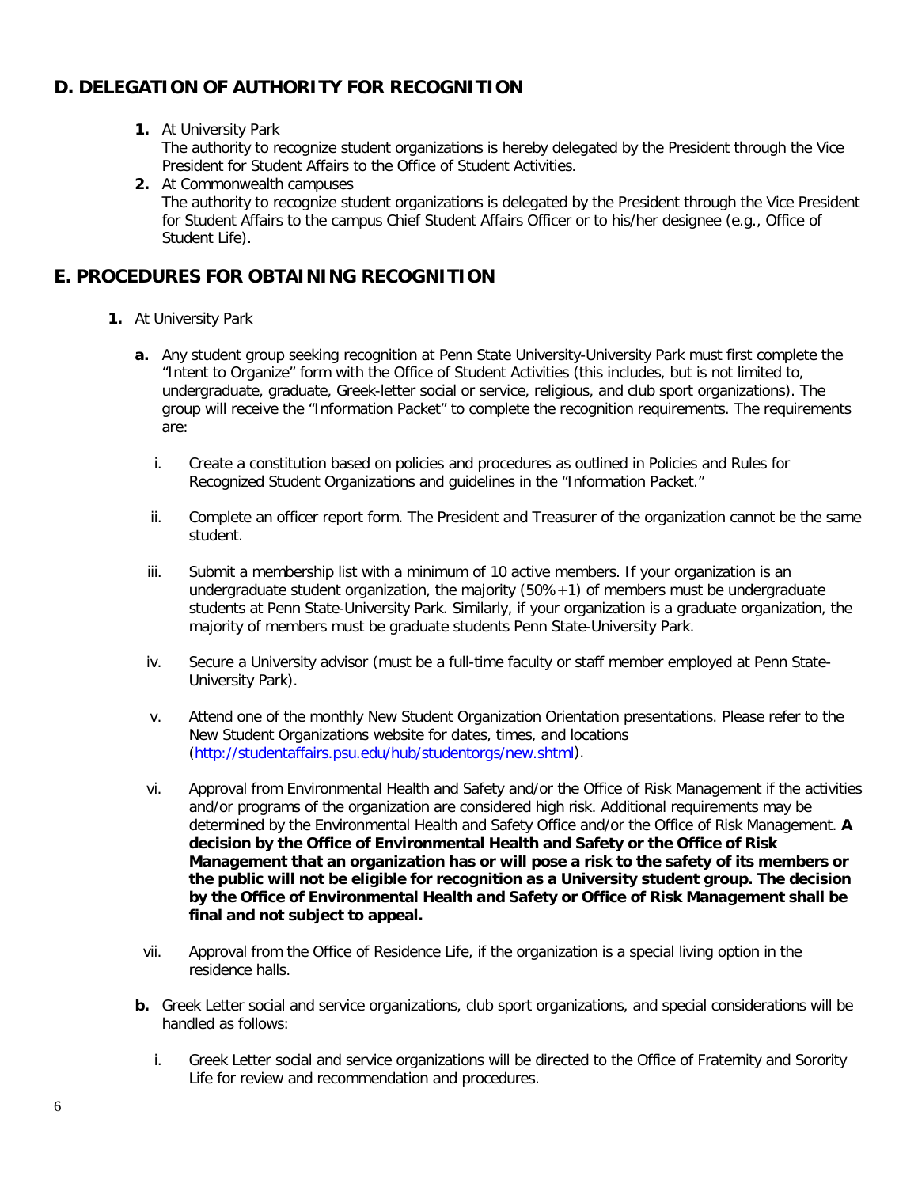## D. DELEGATION OF AUTHORITY FOR RECOGNITION

1. At University Park
   The authority to recognize student organizations is hereby delegated by the President through the Vice President for Student Affairs to the Office of Student Activities.
2. At Commonwealth campuses
   The authority to recognize student organizations is delegated by the President through the Vice President for Student Affairs to the campus Chief Student Affairs Officer or to his/her designee (e.g., Office of Student Life).

## E. PROCEDURES FOR OBTAINING RECOGNITION

1. At University Park

   a. Any student group seeking recognition at Penn State University-University Park must first complete the "Intent to Organize" form with the Office of Student Activities (this includes, but is not limited to, undergraduate, graduate, Greek-letter social or service, religious, and club sport organizations). The group will receive the "Information Packet" to complete the recognition requirements. The requirements are:

      i. Create a constitution based on policies and procedures as outlined in Policies and Rules for Recognized Student Organizations and guidelines in the "Information Packet."

      ii. Complete an officer report form. The President and Treasurer of the organization cannot be the same student.

      iii. Submit a membership list with a minimum of 10 active members. If your organization is an undergraduate student organization, the majority (50%+1) of members must be undergraduate students at Penn State-University Park. Similarly, if your organization is a graduate organization, the majority of members must be graduate students Penn State-University Park.

      iv. Secure a University advisor (must be a full-time faculty or staff member employed at Penn State-University Park).

      v. Attend one of the monthly New Student Organization Orientation presentations. Please refer to the New Student Organizations website for dates, times, and locations (http://studentaffairs.psu.edu/hub/studentorgs/new.shtml).

      vi. Approval from Environmental Health and Safety and/or the Office of Risk Management if the activities and/or programs of the organization are considered high risk. Additional requirements may be determined by the Environmental Health and Safety Office and/or the Office of Risk Management. **A decision by the Office of Environmental Health and Safety or the Office of Risk Management that an organization has or will pose a risk to the safety of its members or the public will not be eligible for recognition as a University student group. The decision by the Office of Environmental Health and Safety or Office of Risk Management shall be final and not subject to appeal.**

      vii. Approval from the Office of Residence Life, if the organization is a special living option in the residence halls.

   b. Greek Letter social and service organizations, club sport organizations, and special considerations will be handled as follows:

      i. Greek Letter social and service organizations will be directed to the Office of Fraternity and Sorority Life for review and recommendation and procedures.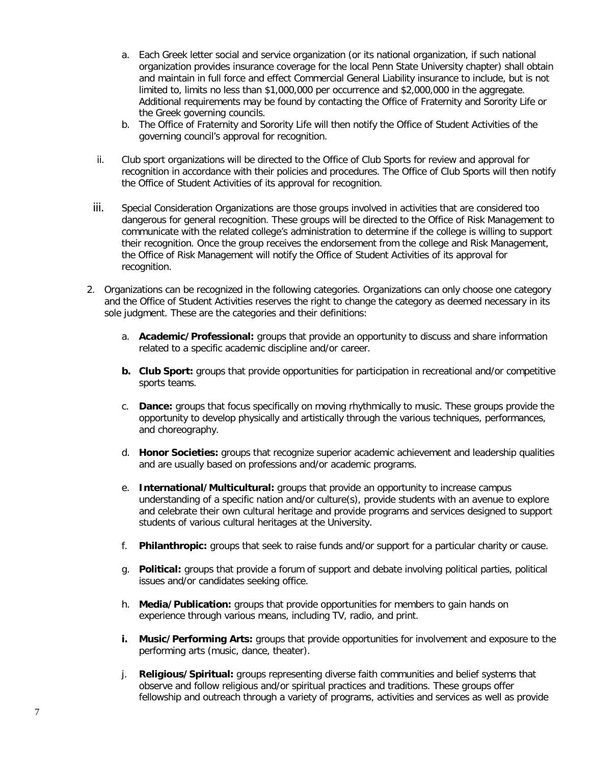a. Each Greek letter social and service organization (or its national organization, if such national organization provides insurance coverage for the local Penn State University chapter) shall obtain and maintain in full force and effect Commercial General Liability insurance to include, but is not limited to, limits no less than $1,000,000 per occurrence and $2,000,000 in the aggregate. Additional requirements may be found by contacting the Office of Fraternity and Sorority Life or the Greek governing councils.
   b. The Office of Fraternity and Sorority Life will then notify the Office of Student Activities of the governing council's approval for recognition.

ii. Club sport organizations will be directed to the Office of Club Sports for review and approval for recognition in accordance with their policies and procedures. The Office of Club Sports will then notify the Office of Student Activities of its approval for recognition.

iii. Special Consideration Organizations are those groups involved in activities that are considered too dangerous for general recognition. These groups will be directed to the Office of Risk Management to communicate with the related college's administration to determine if the college is willing to support their recognition. Once the group receives the endorsement from the college and Risk Management, the Office of Risk Management will notify the Office of Student Activities of its approval for recognition.

2. Organizations can be recognized in the following categories. Organizations can only choose one category and the Office of Student Activities reserves the right to change the category as deemed necessary in its sole judgment. These are the categories and their definitions:

   a. **Academic/Professional:** groups that provide an opportunity to discuss and share information related to a specific academic discipline and/or career.

   **b. Club Sport:** groups that provide opportunities for participation in recreational and/or competitive sports teams.

   c. **Dance:** groups that focus specifically on moving rhythmically to music. These groups provide the opportunity to develop physically and artistically through the various techniques, performances, and choreography.

   d. **Honor Societies:** groups that recognize superior academic achievement and leadership qualities and are usually based on professions and/or academic programs.

   e. **International/Multicultural:** groups that provide an opportunity to increase campus understanding of a specific nation and/or culture(s), provide students with an avenue to explore and celebrate their own cultural heritage and provide programs and services designed to support students of various cultural heritages at the University.

   f. **Philanthropic:** groups that seek to raise funds and/or support for a particular charity or cause.

   g. **Political:** groups that provide a forum of support and debate involving political parties, political issues and/or candidates seeking office.

   h. **Media/Publication:** groups that provide opportunities for members to gain hands on experience through various means, including TV, radio, and print.

   **i. Music/Performing Arts:** groups that provide opportunities for involvement and exposure to the performing arts (music, dance, theater).

   j. **Religious/Spiritual:** groups representing diverse faith communities and belief systems that observe and follow religious and/or spiritual practices and traditions. These groups offer fellowship and outreach through a variety of programs, activities and services as well as provide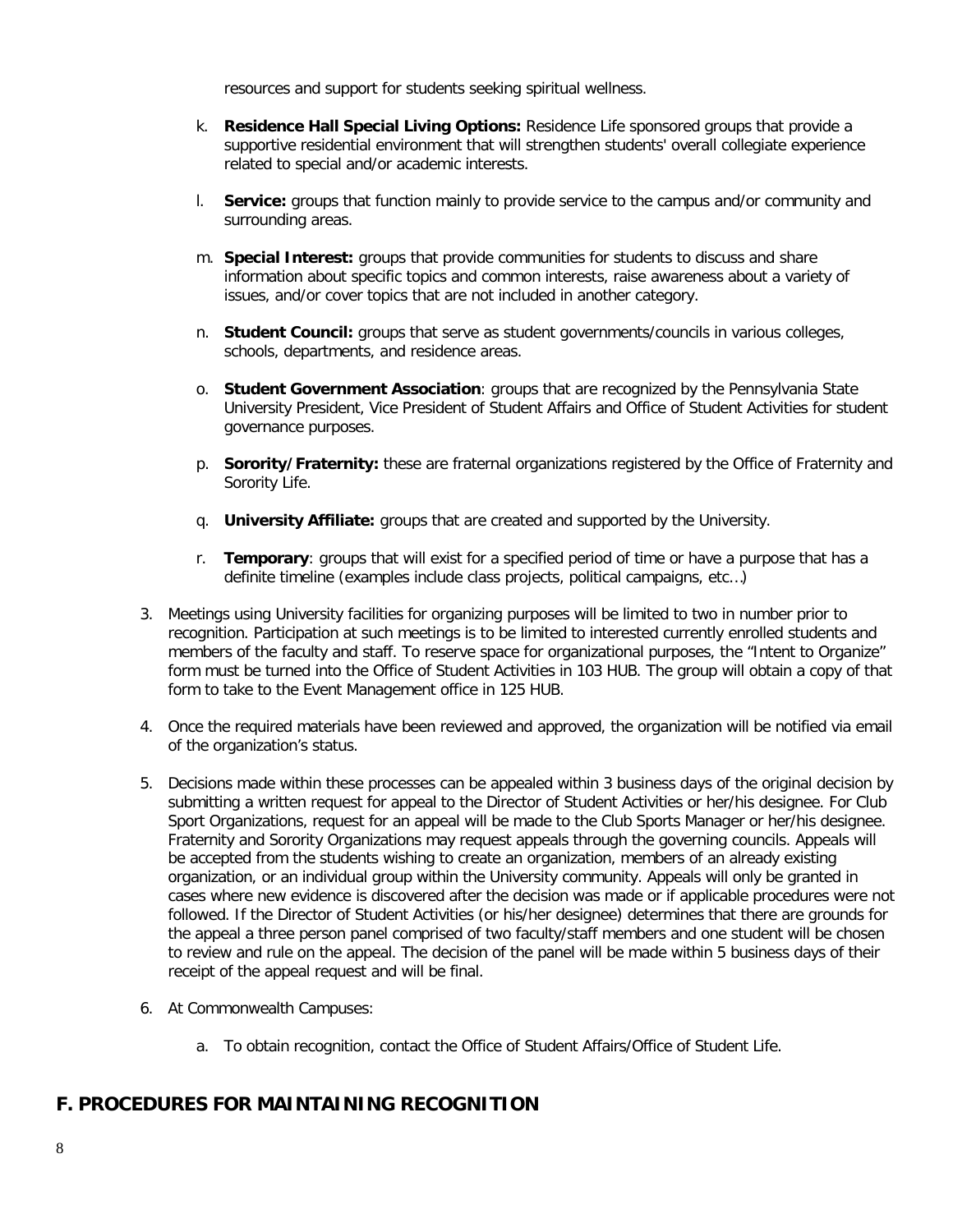resources and support for students seeking spiritual wellness.

k. **Residence Hall Special Living Options:** Residence Life sponsored groups that provide a supportive residential environment that will strengthen students' overall collegiate experience related to special and/or academic interests.

l. **Service:** groups that function mainly to provide service to the campus and/or community and surrounding areas.

m. **Special Interest:** groups that provide communities for students to discuss and share information about specific topics and common interests, raise awareness about a variety of issues, and/or cover topics that are not included in another category.

n. **Student Council:** groups that serve as student governments/councils in various colleges, schools, departments, and residence areas.

o. **Student Government Association**: groups that are recognized by the Pennsylvania State University President, Vice President of Student Affairs and Office of Student Activities for student governance purposes.

p. **Sorority/Fraternity:** these are fraternal organizations registered by the Office of Fraternity and Sorority Life.

q. **University Affiliate:** groups that are created and supported by the University.

r. **Temporary**: groups that will exist for a specified period of time or have a purpose that has a definite timeline (examples include class projects, political campaigns, etc…)

3. Meetings using University facilities for organizing purposes will be limited to two in number prior to recognition. Participation at such meetings is to be limited to interested currently enrolled students and members of the faculty and staff. To reserve space for organizational purposes, the "Intent to Organize" form must be turned into the Office of Student Activities in 103 HUB. The group will obtain a copy of that form to take to the Event Management office in 125 HUB.

4. Once the required materials have been reviewed and approved, the organization will be notified via email of the organization's status.

5. Decisions made within these processes can be appealed within 3 business days of the original decision by submitting a written request for appeal to the Director of Student Activities or her/his designee. For Club Sport Organizations, request for an appeal will be made to the Club Sports Manager or her/his designee. Fraternity and Sorority Organizations may request appeals through the governing councils. Appeals will be accepted from the students wishing to create an organization, members of an already existing organization, or an individual group within the University community. Appeals will only be granted in cases where new evidence is discovered after the decision was made or if applicable procedures were not followed. If the Director of Student Activities (or his/her designee) determines that there are grounds for the appeal a three person panel comprised of two faculty/staff members and one student will be chosen to review and rule on the appeal. The decision of the panel will be made within 5 business days of their receipt of the appeal request and will be final.

6. At Commonwealth Campuses:

   a. To obtain recognition, contact the Office of Student Affairs/Office of Student Life.

## F. PROCEDURES FOR MAINTAINING RECOGNITION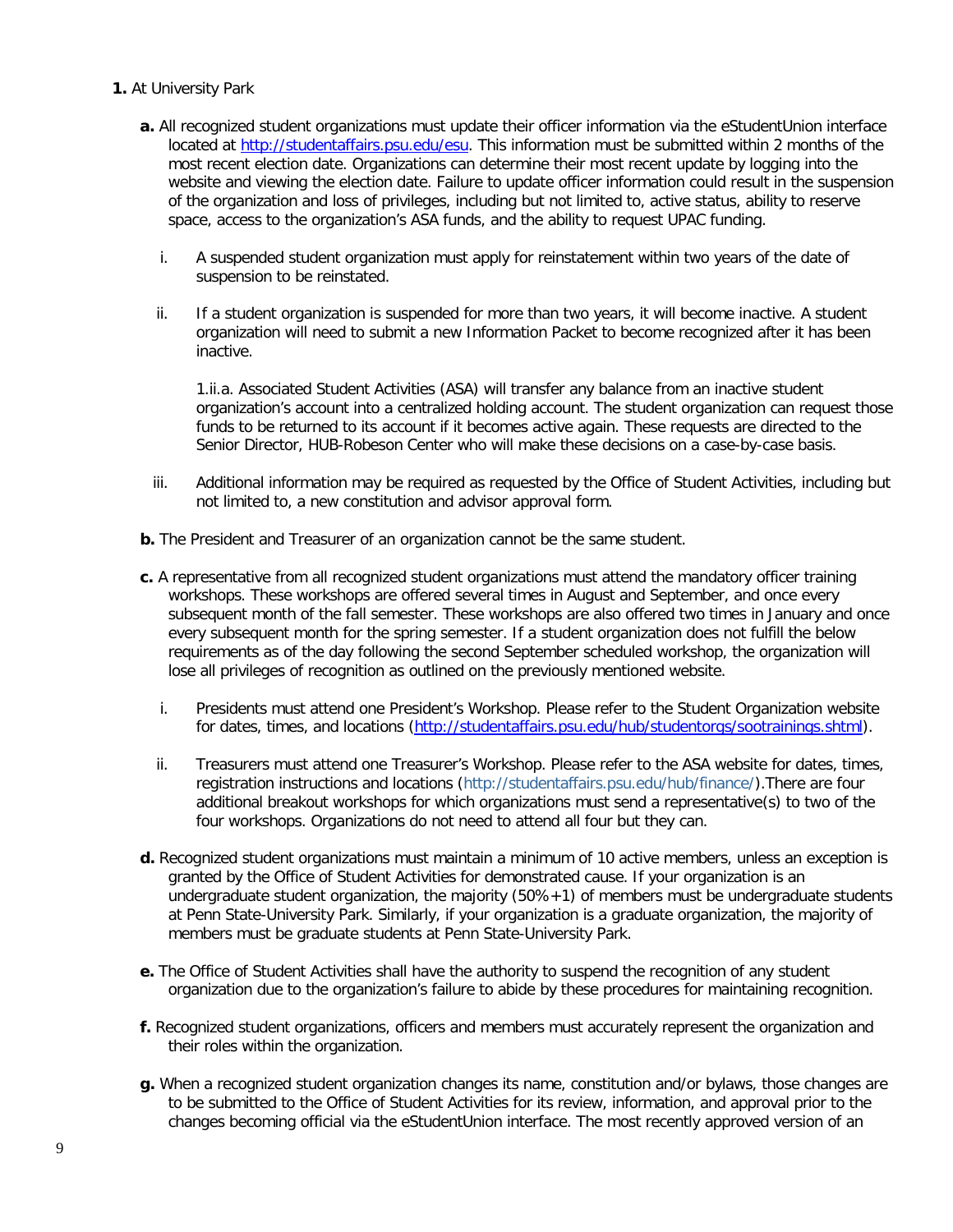**1.** At University Park

**a.** All recognized student organizations must update their officer information via the eStudentUnion interface located at http://studentaffairs.psu.edu/esu. This information must be submitted within 2 months of the most recent election date. Organizations can determine their most recent update by logging into the website and viewing the election date. Failure to update officer information could result in the suspension of the organization and loss of privileges, including but not limited to, active status, ability to reserve space, access to the organization's ASA funds, and the ability to request UPAC funding.

i. A suspended student organization must apply for reinstatement within two years of the date of suspension to be reinstated.

ii. If a student organization is suspended for more than two years, it will become inactive. A student organization will need to submit a new Information Packet to become recognized after it has been inactive.

1.ii.a. Associated Student Activities (ASA) will transfer any balance from an inactive student organization's account into a centralized holding account. The student organization can request those funds to be returned to its account if it becomes active again. These requests are directed to the Senior Director, HUB-Robeson Center who will make these decisions on a case-by-case basis.

iii. Additional information may be required as requested by the Office of Student Activities, including but not limited to, a new constitution and advisor approval form.

**b.** The President and Treasurer of an organization cannot be the same student.

**c.** A representative from all recognized student organizations must attend the mandatory officer training workshops. These workshops are offered several times in August and September, and once every subsequent month of the fall semester. These workshops are also offered two times in January and once every subsequent month for the spring semester. If a student organization does not fulfill the below requirements as of the day following the second September scheduled workshop, the organization will lose all privileges of recognition as outlined on the previously mentioned website.

i. Presidents must attend one President's Workshop. Please refer to the Student Organization website for dates, times, and locations (http://studentaffairs.psu.edu/hub/studentorgs/sootrainings.shtml).

ii. Treasurers must attend one Treasurer's Workshop. Please refer to the ASA website for dates, times, registration instructions and locations (http://studentaffairs.psu.edu/hub/finance/).There are four additional breakout workshops for which organizations must send a representative(s) to two of the four workshops. Organizations do not need to attend all four but they can.

**d.** Recognized student organizations must maintain a minimum of 10 active members, unless an exception is granted by the Office of Student Activities for demonstrated cause. If your organization is an undergraduate student organization, the majority (50%+1) of members must be undergraduate students at Penn State-University Park. Similarly, if your organization is a graduate organization, the majority of members must be graduate students at Penn State-University Park.

**e.** The Office of Student Activities shall have the authority to suspend the recognition of any student organization due to the organization's failure to abide by these procedures for maintaining recognition.

**f.** Recognized student organizations, officers and members must accurately represent the organization and their roles within the organization.

**g.** When a recognized student organization changes its name, constitution and/or bylaws, those changes are to be submitted to the Office of Student Activities for its review, information, and approval prior to the changes becoming official via the eStudentUnion interface. The most recently approved version of an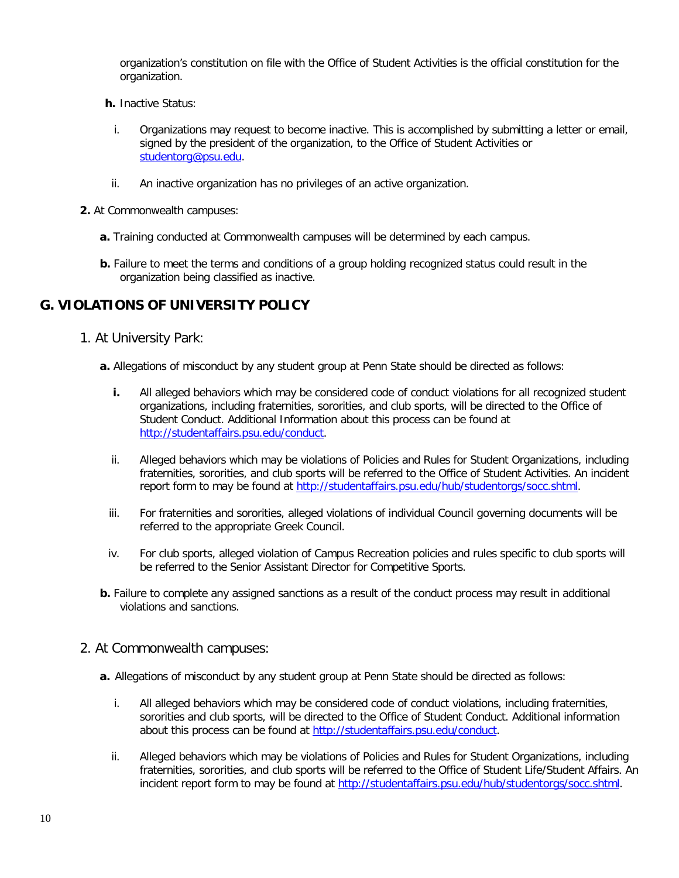organization's constitution on file with the Office of Student Activities is the official constitution for the organization.

**h.** Inactive Status:

i. Organizations may request to become inactive. This is accomplished by submitting a letter or email, signed by the president of the organization, to the Office of Student Activities or studentorg@psu.edu.

ii. An inactive organization has no privileges of an active organization.

**2.** At Commonwealth campuses:

**a.** Training conducted at Commonwealth campuses will be determined by each campus.

**b.** Failure to meet the terms and conditions of a group holding recognized status could result in the organization being classified as inactive.

## G. VIOLATIONS OF UNIVERSITY POLICY

### 1. At University Park:

**a.** Allegations of misconduct by any student group at Penn State should be directed as follows:

**i.** All alleged behaviors which may be considered code of conduct violations for all recognized student organizations, including fraternities, sororities, and club sports, will be directed to the Office of Student Conduct. Additional Information about this process can be found at http://studentaffairs.psu.edu/conduct.

ii. Alleged behaviors which may be violations of Policies and Rules for Student Organizations, including fraternities, sororities, and club sports will be referred to the Office of Student Activities. An incident report form to may be found at http://studentaffairs.psu.edu/hub/studentorgs/socc.shtml.

iii. For fraternities and sororities, alleged violations of individual Council governing documents will be referred to the appropriate Greek Council.

iv. For club sports, alleged violation of Campus Recreation policies and rules specific to club sports will be referred to the Senior Assistant Director for Competitive Sports.

**b.** Failure to complete any assigned sanctions as a result of the conduct process may result in additional violations and sanctions.

### 2. At Commonwealth campuses:

**a.** Allegations of misconduct by any student group at Penn State should be directed as follows:

i. All alleged behaviors which may be considered code of conduct violations, including fraternities, sororities and club sports, will be directed to the Office of Student Conduct. Additional information about this process can be found at http://studentaffairs.psu.edu/conduct.

ii. Alleged behaviors which may be violations of Policies and Rules for Student Organizations, including fraternities, sororities, and club sports will be referred to the Office of Student Life/Student Affairs. An incident report form to may be found at http://studentaffairs.psu.edu/hub/studentorgs/socc.shtml.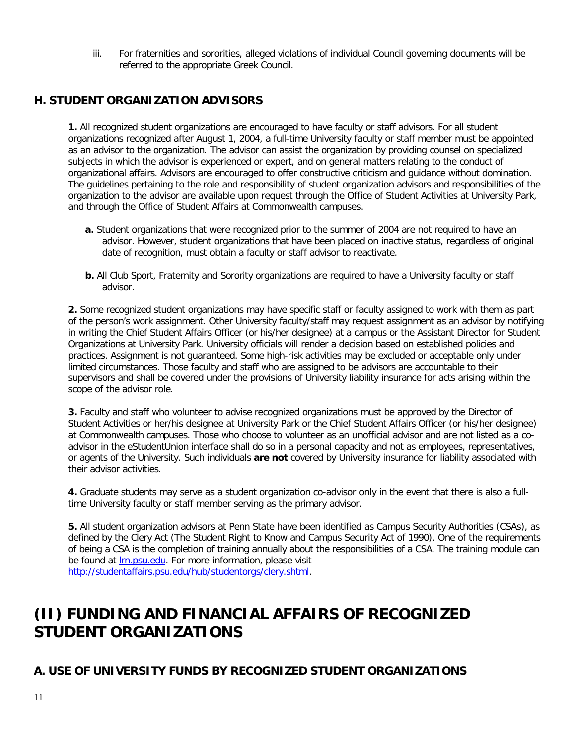iii. For fraternities and sororities, alleged violations of individual Council governing documents will be referred to the appropriate Greek Council.

## H. STUDENT ORGANIZATION ADVISORS

**1.** All recognized student organizations are encouraged to have faculty or staff advisors. For all student organizations recognized after August 1, 2004, a full-time University faculty or staff member must be appointed as an advisor to the organization. The advisor can assist the organization by providing counsel on specialized subjects in which the advisor is experienced or expert, and on general matters relating to the conduct of organizational affairs. Advisors are encouraged to offer constructive criticism and guidance without domination. The guidelines pertaining to the role and responsibility of student organization advisors and responsibilities of the organization to the advisor are available upon request through the Office of Student Activities at University Park, and through the Office of Student Affairs at Commonwealth campuses.

- **a.** Student organizations that were recognized prior to the summer of 2004 are not required to have an advisor. However, student organizations that have been placed on inactive status, regardless of original date of recognition, must obtain a faculty or staff advisor to reactivate.
- **b.** All Club Sport, Fraternity and Sorority organizations are required to have a University faculty or staff advisor.

**2.** Some recognized student organizations may have specific staff or faculty assigned to work with them as part of the person's work assignment. Other University faculty/staff may request assignment as an advisor by notifying in writing the Chief Student Affairs Officer (or his/her designee) at a campus or the Assistant Director for Student Organizations at University Park. University officials will render a decision based on established policies and practices. Assignment is not guaranteed. Some high-risk activities may be excluded or acceptable only under limited circumstances. Those faculty and staff who are assigned to be advisors are accountable to their supervisors and shall be covered under the provisions of University liability insurance for acts arising within the scope of the advisor role.

**3.** Faculty and staff who volunteer to advise recognized organizations must be approved by the Director of Student Activities or her/his designee at University Park or the Chief Student Affairs Officer (or his/her designee) at Commonwealth campuses. Those who choose to volunteer as an unofficial advisor and are not listed as a co-advisor in the eStudentUnion interface shall do so in a personal capacity and not as employees, representatives, or agents of the University. Such individuals **are not** covered by University insurance for liability associated with their advisor activities.

**4.** Graduate students may serve as a student organization co-advisor only in the event that there is also a full-time University faculty or staff member serving as the primary advisor.

**5.** All student organization advisors at Penn State have been identified as Campus Security Authorities (CSAs), as defined by the Clery Act (The Student Right to Know and Campus Security Act of 1990). One of the requirements of being a CSA is the completion of training annually about the responsibilities of a CSA. The training module can be found at [lrn.psu.edu](lrn.psu.edu). For more information, please visit [http://studentaffairs.psu.edu/hub/studentorgs/clery.shtml](http://studentaffairs.psu.edu/hub/studentorgs/clery.shtml).

# (II) FUNDING AND FINANCIAL AFFAIRS OF RECOGNIZED STUDENT ORGANIZATIONS

## A. USE OF UNIVERSITY FUNDS BY RECOGNIZED STUDENT ORGANIZATIONS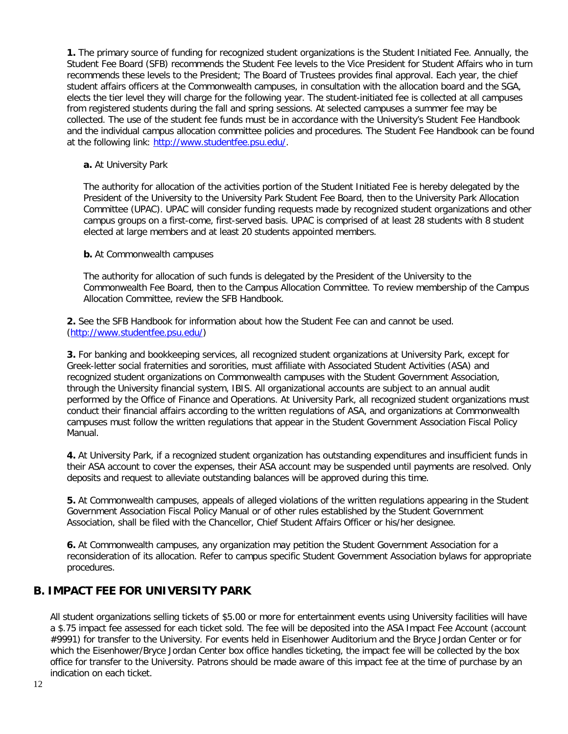**1.** The primary source of funding for recognized student organizations is the Student Initiated Fee. Annually, the Student Fee Board (SFB) recommends the Student Fee levels to the Vice President for Student Affairs who in turn recommends these levels to the President; The Board of Trustees provides final approval. Each year, the chief student affairs officers at the Commonwealth campuses, in consultation with the allocation board and the SGA, elects the tier level they will charge for the following year. The student-initiated fee is collected at all campuses from registered students during the fall and spring sessions. At selected campuses a summer fee may be collected. The use of the student fee funds must be in accordance with the University's Student Fee Handbook and the individual campus allocation committee policies and procedures. The Student Fee Handbook can be found at the following link: [http://www.studentfee.psu.edu/](http://www.studentfee.psu.edu/).

**a.** At University Park

The authority for allocation of the activities portion of the Student Initiated Fee is hereby delegated by the President of the University to the University Park Student Fee Board, then to the University Park Allocation Committee (UPAC). UPAC will consider funding requests made by recognized student organizations and other campus groups on a first-come, first-served basis. UPAC is comprised of at least 28 students with 8 student elected at large members and at least 20 students appointed members.

**b.** At Commonwealth campuses

The authority for allocation of such funds is delegated by the President of the University to the Commonwealth Fee Board, then to the Campus Allocation Committee. To review membership of the Campus Allocation Committee, review the SFB Handbook.

**2.** See the SFB Handbook for information about how the Student Fee can and cannot be used. ([http://www.studentfee.psu.edu/](http://www.studentfee.psu.edu/))

**3.** For banking and bookkeeping services, all recognized student organizations at University Park, except for Greek-letter social fraternities and sororities, must affiliate with Associated Student Activities (ASA) and recognized student organizations on Commonwealth campuses with the Student Government Association, through the University financial system, IBIS. All organizational accounts are subject to an annual audit performed by the Office of Finance and Operations. At University Park, all recognized student organizations must conduct their financial affairs according to the written regulations of ASA, and organizations at Commonwealth campuses must follow the written regulations that appear in the Student Government Association Fiscal Policy Manual.

**4.** At University Park, if a recognized student organization has outstanding expenditures and insufficient funds in their ASA account to cover the expenses, their ASA account may be suspended until payments are resolved. Only deposits and request to alleviate outstanding balances will be approved during this time.

**5.** At Commonwealth campuses, appeals of alleged violations of the written regulations appearing in the Student Government Association Fiscal Policy Manual or of other rules established by the Student Government Association, shall be filed with the Chancellor, Chief Student Affairs Officer or his/her designee.

**6.** At Commonwealth campuses, any organization may petition the Student Government Association for a reconsideration of its allocation. Refer to campus specific Student Government Association bylaws for appropriate procedures.

## B. IMPACT FEE FOR UNIVERSITY PARK

All student organizations selling tickets of $5.00 or more for entertainment events using University facilities will have a $.75 impact fee assessed for each ticket sold. The fee will be deposited into the ASA Impact Fee Account (account #9991) for transfer to the University. For events held in Eisenhower Auditorium and the Bryce Jordan Center or for which the Eisenhower/Bryce Jordan Center box office handles ticketing, the impact fee will be collected by the box office for transfer to the University. Patrons should be made aware of this impact fee at the time of purchase by an indication on each ticket.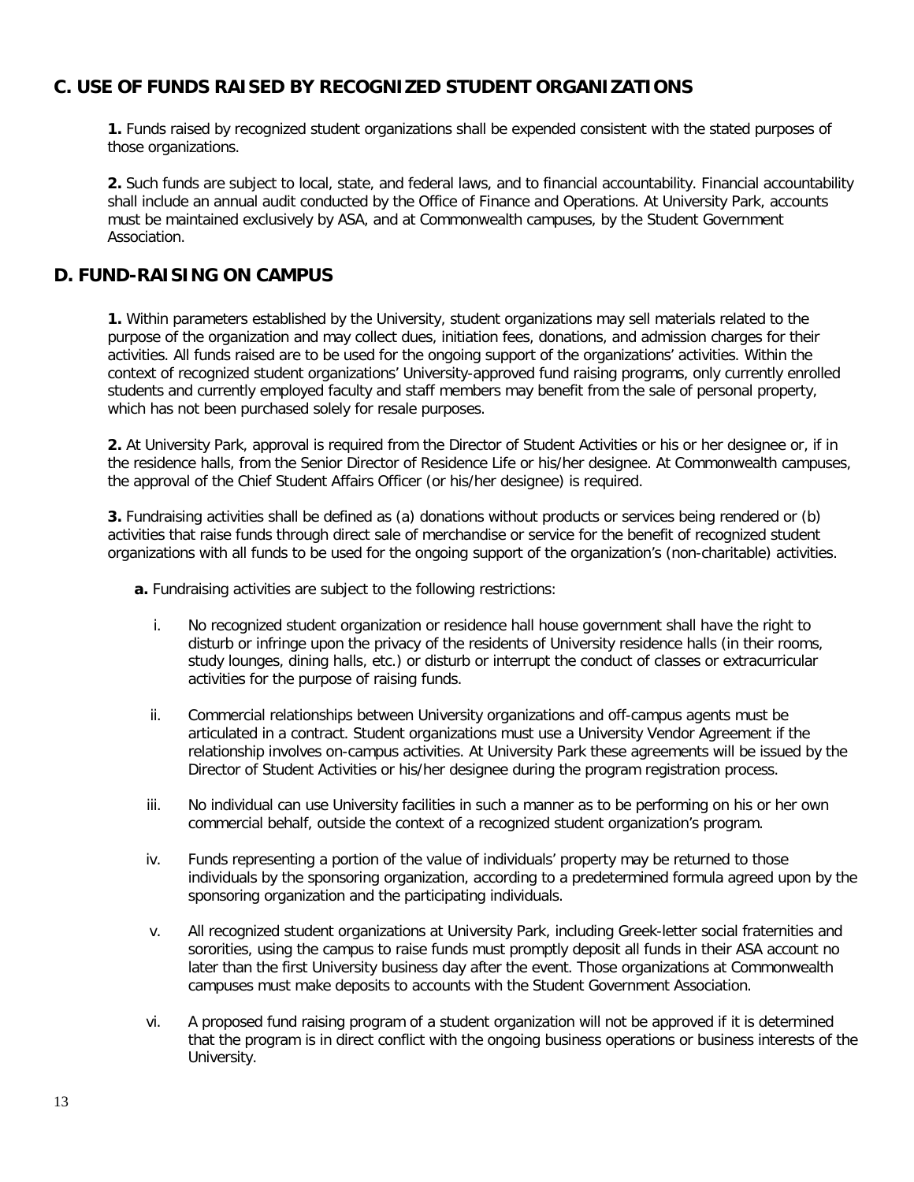## C. USE OF FUNDS RAISED BY RECOGNIZED STUDENT ORGANIZATIONS

**1.** Funds raised by recognized student organizations shall be expended consistent with the stated purposes of those organizations.

**2.** Such funds are subject to local, state, and federal laws, and to financial accountability. Financial accountability shall include an annual audit conducted by the Office of Finance and Operations. At University Park, accounts must be maintained exclusively by ASA, and at Commonwealth campuses, by the Student Government Association.

## D. FUND-RAISING ON CAMPUS

**1.** Within parameters established by the University, student organizations may sell materials related to the purpose of the organization and may collect dues, initiation fees, donations, and admission charges for their activities. All funds raised are to be used for the ongoing support of the organizations' activities. Within the context of recognized student organizations' University-approved fund raising programs, only currently enrolled students and currently employed faculty and staff members may benefit from the sale of personal property, which has not been purchased solely for resale purposes.

**2.** At University Park, approval is required from the Director of Student Activities or his or her designee or, if in the residence halls, from the Senior Director of Residence Life or his/her designee. At Commonwealth campuses, the approval of the Chief Student Affairs Officer (or his/her designee) is required.

**3.** Fundraising activities shall be defined as (a) donations without products or services being rendered or (b) activities that raise funds through direct sale of merchandise or service for the benefit of recognized student organizations with all funds to be used for the ongoing support of the organization's (non-charitable) activities.

**a.** Fundraising activities are subject to the following restrictions:

i. No recognized student organization or residence hall house government shall have the right to disturb or infringe upon the privacy of the residents of University residence halls (in their rooms, study lounges, dining halls, etc.) or disturb or interrupt the conduct of classes or extracurricular activities for the purpose of raising funds.

ii. Commercial relationships between University organizations and off-campus agents must be articulated in a contract. Student organizations must use a University Vendor Agreement if the relationship involves on-campus activities. At University Park these agreements will be issued by the Director of Student Activities or his/her designee during the program registration process.

iii. No individual can use University facilities in such a manner as to be performing on his or her own commercial behalf, outside the context of a recognized student organization's program.

iv. Funds representing a portion of the value of individuals' property may be returned to those individuals by the sponsoring organization, according to a predetermined formula agreed upon by the sponsoring organization and the participating individuals.

v. All recognized student organizations at University Park, including Greek-letter social fraternities and sororities, using the campus to raise funds must promptly deposit all funds in their ASA account no later than the first University business day after the event. Those organizations at Commonwealth campuses must make deposits to accounts with the Student Government Association.

vi. A proposed fund raising program of a student organization will not be approved if it is determined that the program is in direct conflict with the ongoing business operations or business interests of the University.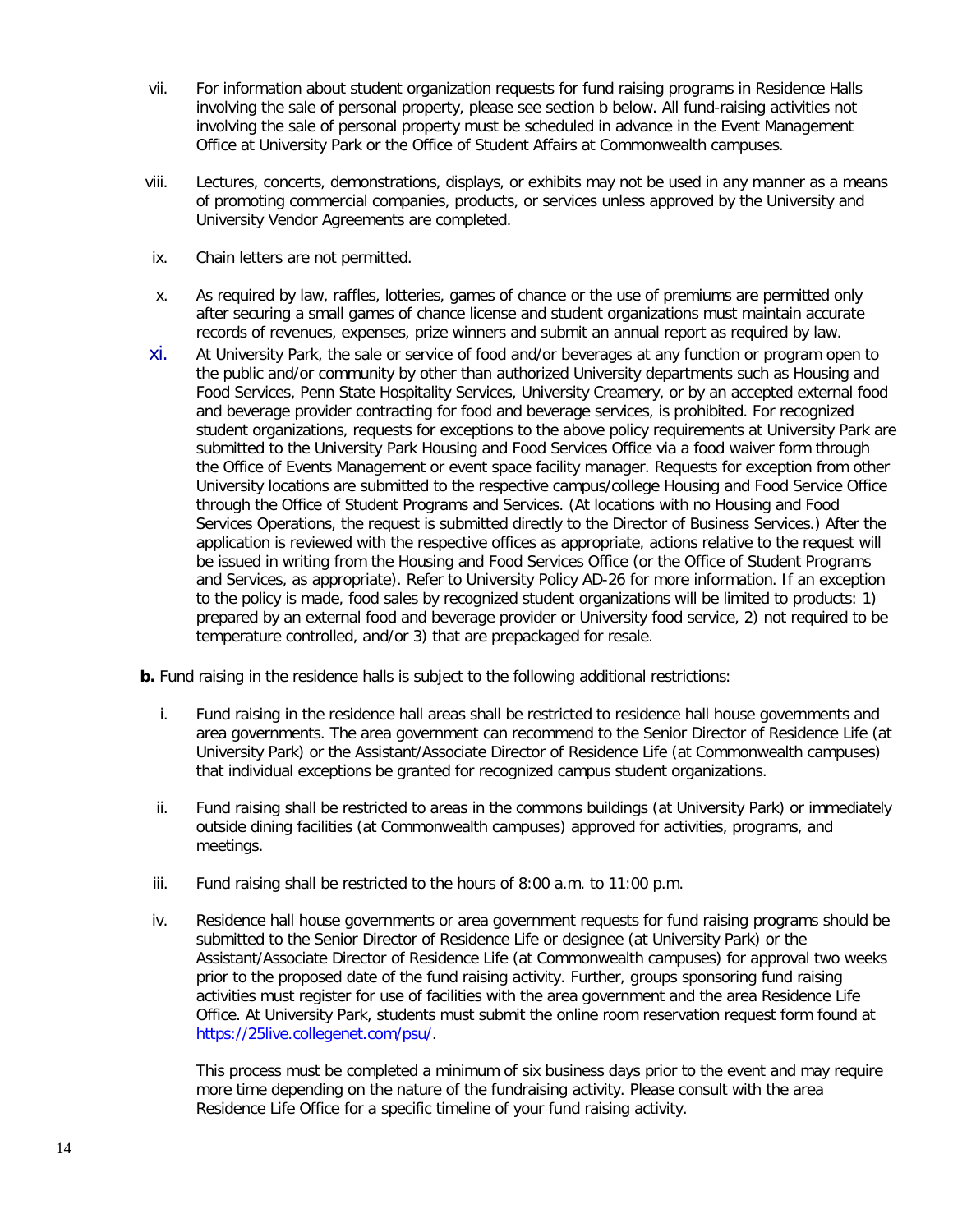vii. For information about student organization requests for fund raising programs in Residence Halls involving the sale of personal property, please see section b below. All fund-raising activities not involving the sale of personal property must be scheduled in advance in the Event Management Office at University Park or the Office of Student Affairs at Commonwealth campuses.

viii. Lectures, concerts, demonstrations, displays, or exhibits may not be used in any manner as a means of promoting commercial companies, products, or services unless approved by the University and University Vendor Agreements are completed.

ix. Chain letters are not permitted.

x. As required by law, raffles, lotteries, games of chance or the use of premiums are permitted only after securing a small games of chance license and student organizations must maintain accurate records of revenues, expenses, prize winners and submit an annual report as required by law.

xi. At University Park, the sale or service of food and/or beverages at any function or program open to the public and/or community by other than authorized University departments such as Housing and Food Services, Penn State Hospitality Services, University Creamery, or by an accepted external food and beverage provider contracting for food and beverage services, is prohibited. For recognized student organizations, requests for exceptions to the above policy requirements at University Park are submitted to the University Park Housing and Food Services Office via a food waiver form through the Office of Events Management or event space facility manager. Requests for exception from other University locations are submitted to the respective campus/college Housing and Food Service Office through the Office of Student Programs and Services. (At locations with no Housing and Food Services Operations, the request is submitted directly to the Director of Business Services.) After the application is reviewed with the respective offices as appropriate, actions relative to the request will be issued in writing from the Housing and Food Services Office (or the Office of Student Programs and Services, as appropriate). Refer to University Policy AD-26 for more information. If an exception to the policy is made, food sales by recognized student organizations will be limited to products: 1) prepared by an external food and beverage provider or University food service, 2) not required to be temperature controlled, and/or 3) that are prepackaged for resale.

**b.** Fund raising in the residence halls is subject to the following additional restrictions:

i. Fund raising in the residence hall areas shall be restricted to residence hall house governments and area governments. The area government can recommend to the Senior Director of Residence Life (at University Park) or the Assistant/Associate Director of Residence Life (at Commonwealth campuses) that individual exceptions be granted for recognized campus student organizations.

ii. Fund raising shall be restricted to areas in the commons buildings (at University Park) or immediately outside dining facilities (at Commonwealth campuses) approved for activities, programs, and meetings.

iii. Fund raising shall be restricted to the hours of 8:00 a.m. to 11:00 p.m.

iv. Residence hall house governments or area government requests for fund raising programs should be submitted to the Senior Director of Residence Life or designee (at University Park) or the Assistant/Associate Director of Residence Life (at Commonwealth campuses) for approval two weeks prior to the proposed date of the fund raising activity. Further, groups sponsoring fund raising activities must register for use of facilities with the area government and the area Residence Life Office. At University Park, students must submit the online room reservation request form found at https://25live.collegenet.com/psu/.

This process must be completed a minimum of six business days prior to the event and may require more time depending on the nature of the fundraising activity. Please consult with the area Residence Life Office for a specific timeline of your fund raising activity.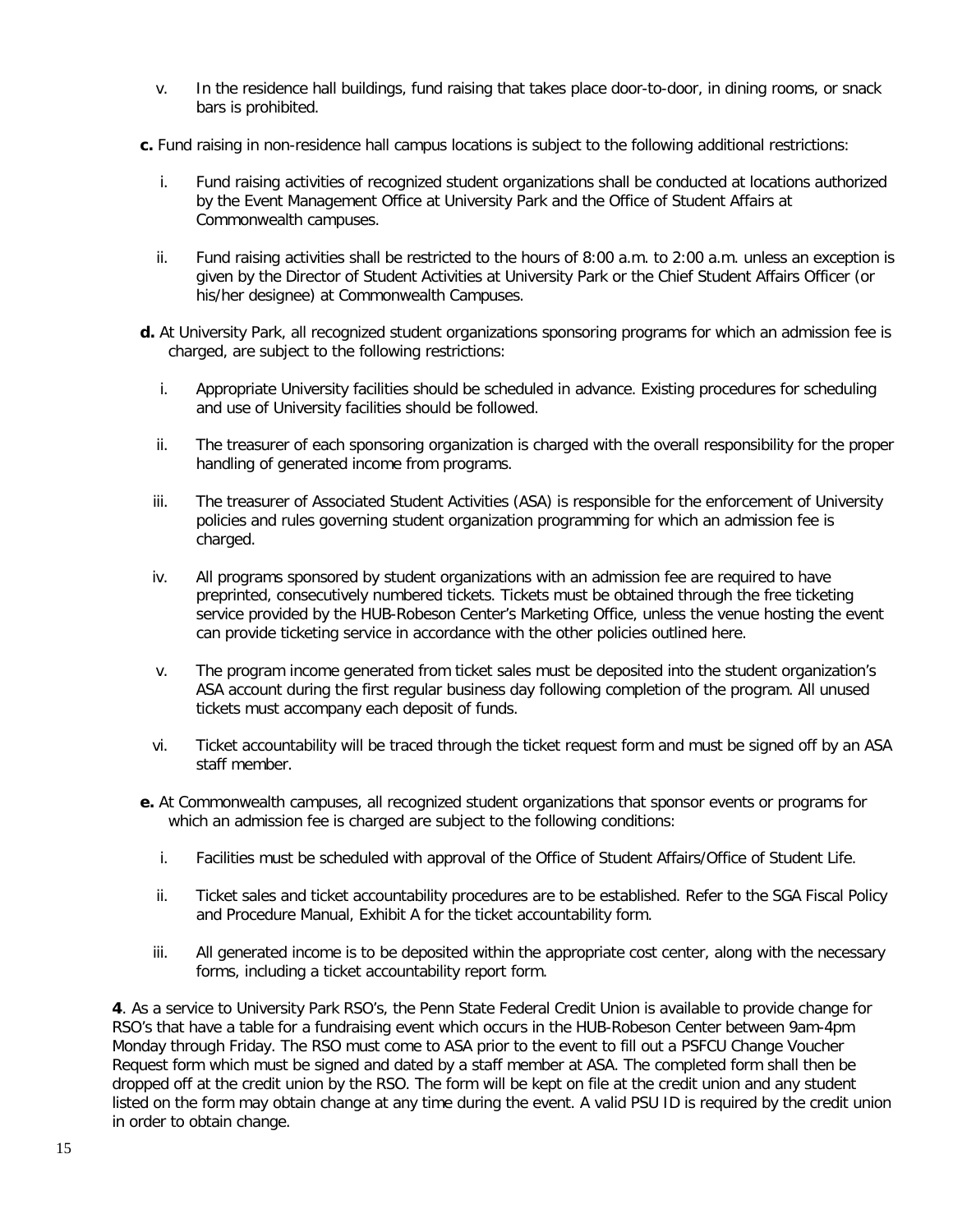v. In the residence hall buildings, fund raising that takes place door-to-door, in dining rooms, or snack bars is prohibited.

**c.** Fund raising in non-residence hall campus locations is subject to the following additional restrictions:

i. Fund raising activities of recognized student organizations shall be conducted at locations authorized by the Event Management Office at University Park and the Office of Student Affairs at Commonwealth campuses.

ii. Fund raising activities shall be restricted to the hours of 8:00 a.m. to 2:00 a.m. unless an exception is given by the Director of Student Activities at University Park or the Chief Student Affairs Officer (or his/her designee) at Commonwealth Campuses.

**d.** At University Park, all recognized student organizations sponsoring programs for which an admission fee is charged, are subject to the following restrictions:

i. Appropriate University facilities should be scheduled in advance. Existing procedures for scheduling and use of University facilities should be followed.

ii. The treasurer of each sponsoring organization is charged with the overall responsibility for the proper handling of generated income from programs.

iii. The treasurer of Associated Student Activities (ASA) is responsible for the enforcement of University policies and rules governing student organization programming for which an admission fee is charged.

iv. All programs sponsored by student organizations with an admission fee are required to have preprinted, consecutively numbered tickets. Tickets must be obtained through the free ticketing service provided by the HUB-Robeson Center's Marketing Office, unless the venue hosting the event can provide ticketing service in accordance with the other policies outlined here.

v. The program income generated from ticket sales must be deposited into the student organization's ASA account during the first regular business day following completion of the program. All unused tickets must accompany each deposit of funds.

vi. Ticket accountability will be traced through the ticket request form and must be signed off by an ASA staff member.

**e.** At Commonwealth campuses, all recognized student organizations that sponsor events or programs for which an admission fee is charged are subject to the following conditions:

i. Facilities must be scheduled with approval of the Office of Student Affairs/Office of Student Life.

ii. Ticket sales and ticket accountability procedures are to be established. Refer to the SGA Fiscal Policy and Procedure Manual, Exhibit A for the ticket accountability form.

iii. All generated income is to be deposited within the appropriate cost center, along with the necessary forms, including a ticket accountability report form.

**4**. As a service to University Park RSO's, the Penn State Federal Credit Union is available to provide change for RSO's that have a table for a fundraising event which occurs in the HUB-Robeson Center between 9am-4pm Monday through Friday. The RSO must come to ASA prior to the event to fill out a PSFCU Change Voucher Request form which must be signed and dated by a staff member at ASA. The completed form shall then be dropped off at the credit union by the RSO. The form will be kept on file at the credit union and any student listed on the form may obtain change at any time during the event. A valid PSU ID is required by the credit union in order to obtain change.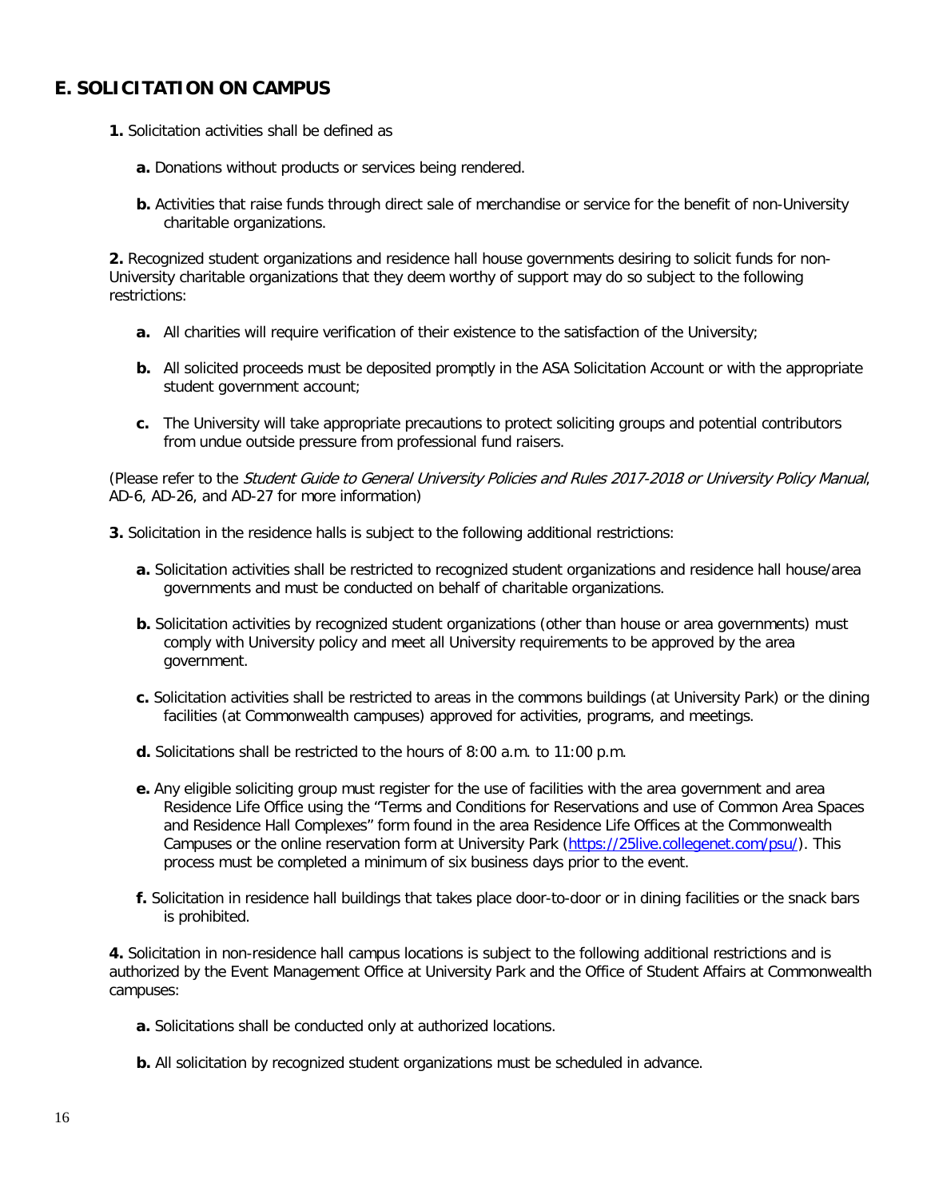## E. SOLICITATION ON CAMPUS

**1.** Solicitation activities shall be defined as

- **a.** Donations without products or services being rendered.
- **b.** Activities that raise funds through direct sale of merchandise or service for the benefit of non-University charitable organizations.

**2.** Recognized student organizations and residence hall house governments desiring to solicit funds for non-University charitable organizations that they deem worthy of support may do so subject to the following restrictions:

- **a.** All charities will require verification of their existence to the satisfaction of the University;
- **b.** All solicited proceeds must be deposited promptly in the ASA Solicitation Account or with the appropriate student government account;
- **c.** The University will take appropriate precautions to protect soliciting groups and potential contributors from undue outside pressure from professional fund raisers.

(Please refer to the *Student Guide to General University Policies and Rules 2017-2018 or University Policy Manual*, AD-6, AD-26, and AD-27 for more information)

**3.** Solicitation in the residence halls is subject to the following additional restrictions:

- **a.** Solicitation activities shall be restricted to recognized student organizations and residence hall house/area governments and must be conducted on behalf of charitable organizations.
- **b.** Solicitation activities by recognized student organizations (other than house or area governments) must comply with University policy and meet all University requirements to be approved by the area government.
- **c.** Solicitation activities shall be restricted to areas in the commons buildings (at University Park) or the dining facilities (at Commonwealth campuses) approved for activities, programs, and meetings.
- **d.** Solicitations shall be restricted to the hours of 8:00 a.m. to 11:00 p.m.
- **e.** Any eligible soliciting group must register for the use of facilities with the area government and area Residence Life Office using the "Terms and Conditions for Reservations and use of Common Area Spaces and Residence Hall Complexes" form found in the area Residence Life Offices at the Commonwealth Campuses or the online reservation form at University Park (https://25live.collegenet.com/psu/). This process must be completed a minimum of six business days prior to the event.
- **f.** Solicitation in residence hall buildings that takes place door-to-door or in dining facilities or the snack bars is prohibited.

**4.** Solicitation in non-residence hall campus locations is subject to the following additional restrictions and is authorized by the Event Management Office at University Park and the Office of Student Affairs at Commonwealth campuses:

- **a.** Solicitations shall be conducted only at authorized locations.
- **b.** All solicitation by recognized student organizations must be scheduled in advance.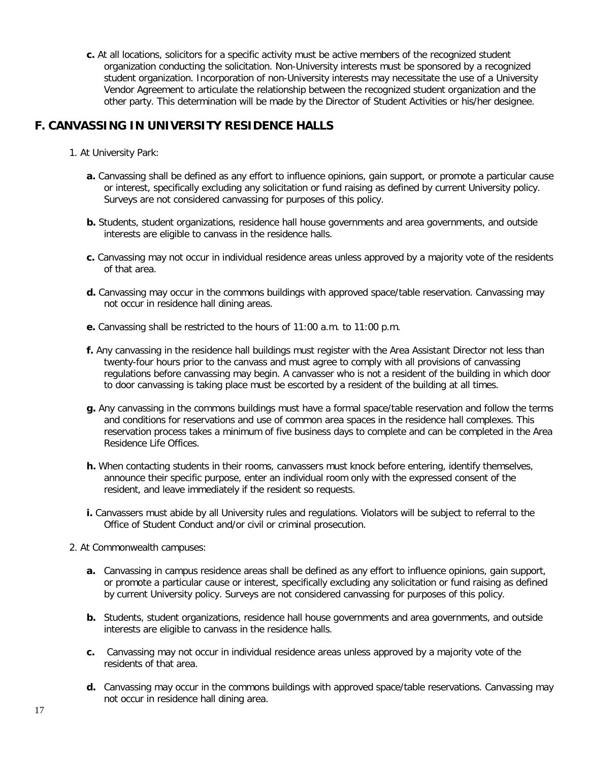**c.** At all locations, solicitors for a specific activity must be active members of the recognized student organization conducting the solicitation. Non-University interests must be sponsored by a recognized student organization. Incorporation of non-University interests may necessitate the use of a University Vendor Agreement to articulate the relationship between the recognized student organization and the other party. This determination will be made by the Director of Student Activities or his/her designee.

## F. CANVASSING IN UNIVERSITY RESIDENCE HALLS

1. At University Park:

   **a.** Canvassing shall be defined as any effort to influence opinions, gain support, or promote a particular cause or interest, specifically excluding any solicitation or fund raising as defined by current University policy. Surveys are not considered canvassing for purposes of this policy.

   **b.** Students, student organizations, residence hall house governments and area governments, and outside interests are eligible to canvass in the residence halls.

   **c.** Canvassing may not occur in individual residence areas unless approved by a majority vote of the residents of that area.

   **d.** Canvassing may occur in the commons buildings with approved space/table reservation. Canvassing may not occur in residence hall dining areas.

   **e.** Canvassing shall be restricted to the hours of 11:00 a.m. to 11:00 p.m.

   **f.** Any canvassing in the residence hall buildings must register with the Area Assistant Director not less than twenty-four hours prior to the canvass and must agree to comply with all provisions of canvassing regulations before canvassing may begin. A canvasser who is not a resident of the building in which door to door canvassing is taking place must be escorted by a resident of the building at all times.

   **g.** Any canvassing in the commons buildings must have a formal space/table reservation and follow the terms and conditions for reservations and use of common area spaces in the residence hall complexes. This reservation process takes a minimum of five business days to complete and can be completed in the Area Residence Life Offices.

   **h.** When contacting students in their rooms, canvassers must knock before entering, identify themselves, announce their specific purpose, enter an individual room only with the expressed consent of the resident, and leave immediately if the resident so requests.

   **i.** Canvassers must abide by all University rules and regulations. Violators will be subject to referral to the Office of Student Conduct and/or civil or criminal prosecution.

2. At Commonwealth campuses:

   **a.** Canvassing in campus residence areas shall be defined as any effort to influence opinions, gain support, or promote a particular cause or interest, specifically excluding any solicitation or fund raising as defined by current University policy. Surveys are not considered canvassing for purposes of this policy.

   **b.** Students, student organizations, residence hall house governments and area governments, and outside interests are eligible to canvass in the residence halls.

   **c.** Canvassing may not occur in individual residence areas unless approved by a majority vote of the residents of that area.

   **d.** Canvassing may occur in the commons buildings with approved space/table reservations. Canvassing may not occur in residence hall dining area.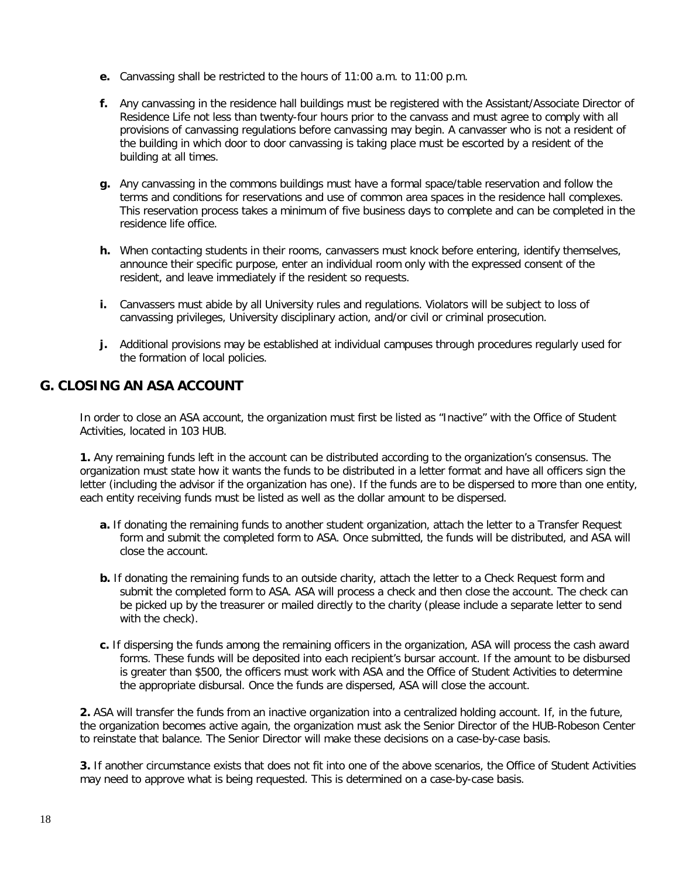- **e.** Canvassing shall be restricted to the hours of 11:00 a.m. to 11:00 p.m.

- **f.** Any canvassing in the residence hall buildings must be registered with the Assistant/Associate Director of Residence Life not less than twenty-four hours prior to the canvass and must agree to comply with all provisions of canvassing regulations before canvassing may begin. A canvasser who is not a resident of the building in which door to door canvassing is taking place must be escorted by a resident of the building at all times.

- **g.** Any canvassing in the commons buildings must have a formal space/table reservation and follow the terms and conditions for reservations and use of common area spaces in the residence hall complexes. This reservation process takes a minimum of five business days to complete and can be completed in the residence life office.

- **h.** When contacting students in their rooms, canvassers must knock before entering, identify themselves, announce their specific purpose, enter an individual room only with the expressed consent of the resident, and leave immediately if the resident so requests.

- **i.** Canvassers must abide by all University rules and regulations. Violators will be subject to loss of canvassing privileges, University disciplinary action, and/or civil or criminal prosecution.

- **j.** Additional provisions may be established at individual campuses through procedures regularly used for the formation of local policies.

## G. CLOSING AN ASA ACCOUNT

In order to close an ASA account, the organization must first be listed as "Inactive" with the Office of Student Activities, located in 103 HUB.

**1.** Any remaining funds left in the account can be distributed according to the organization's consensus. The organization must state how it wants the funds to be distributed in a letter format and have all officers sign the letter (including the advisor if the organization has one). If the funds are to be dispersed to more than one entity, each entity receiving funds must be listed as well as the dollar amount to be dispersed.

- **a.** If donating the remaining funds to another student organization, attach the letter to a Transfer Request form and submit the completed form to ASA. Once submitted, the funds will be distributed, and ASA will close the account.

- **b.** If donating the remaining funds to an outside charity, attach the letter to a Check Request form and submit the completed form to ASA. ASA will process a check and then close the account. The check can be picked up by the treasurer or mailed directly to the charity (please include a separate letter to send with the check).

- **c.** If dispersing the funds among the remaining officers in the organization, ASA will process the cash award forms. These funds will be deposited into each recipient's bursar account. If the amount to be disbursed is greater than $500, the officers must work with ASA and the Office of Student Activities to determine the appropriate disbursal. Once the funds are dispersed, ASA will close the account.

**2.** ASA will transfer the funds from an inactive organization into a centralized holding account. If, in the future, the organization becomes active again, the organization must ask the Senior Director of the HUB-Robeson Center to reinstate that balance. The Senior Director will make these decisions on a case-by-case basis.

**3.** If another circumstance exists that does not fit into one of the above scenarios, the Office of Student Activities may need to approve what is being requested. This is determined on a case-by-case basis.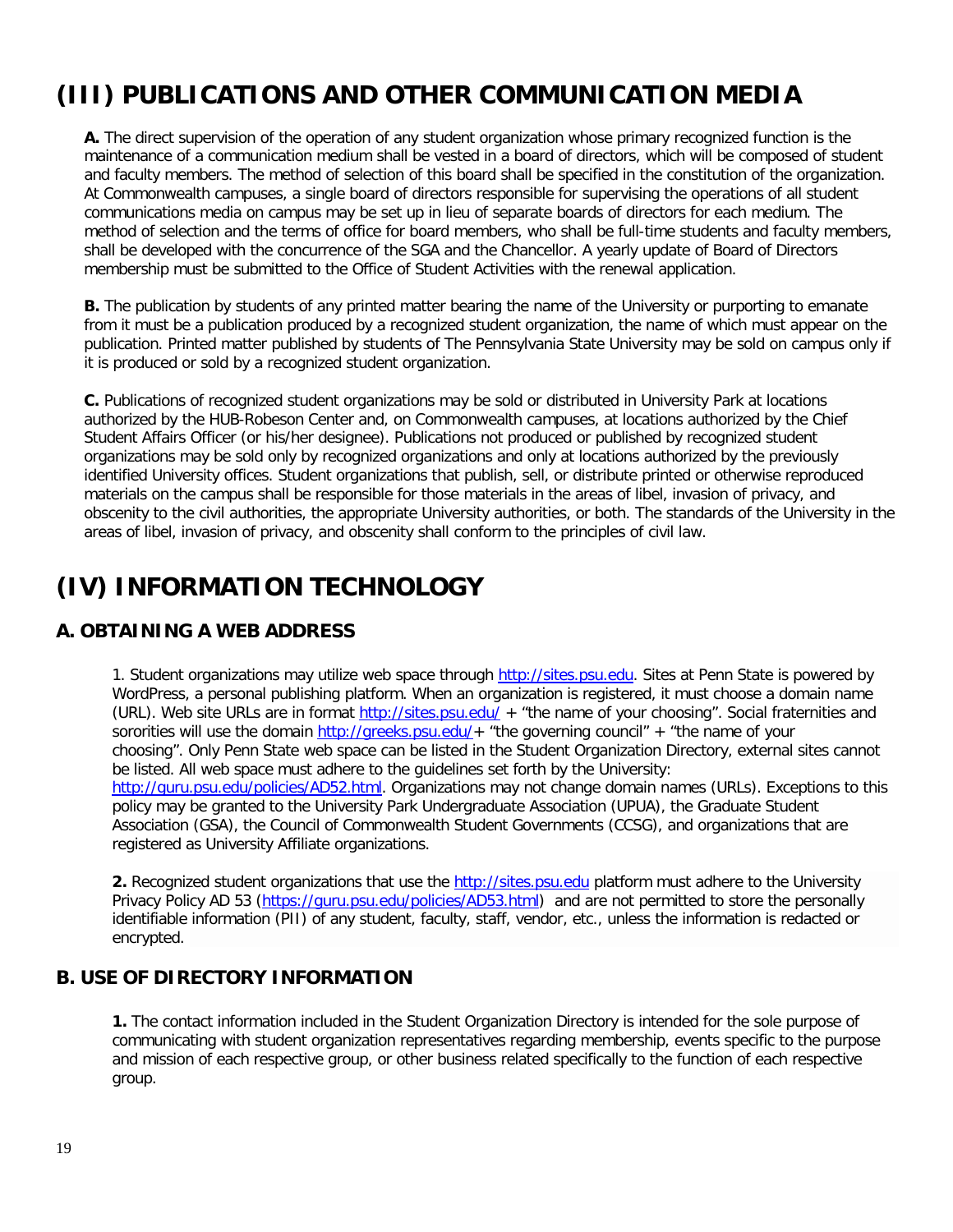# (III) PUBLICATIONS AND OTHER COMMUNICATION MEDIA

**A.** The direct supervision of the operation of any student organization whose primary recognized function is the maintenance of a communication medium shall be vested in a board of directors, which will be composed of student and faculty members. The method of selection of this board shall be specified in the constitution of the organization. At Commonwealth campuses, a single board of directors responsible for supervising the operations of all student communications media on campus may be set up in lieu of separate boards of directors for each medium. The method of selection and the terms of office for board members, who shall be full-time students and faculty members, shall be developed with the concurrence of the SGA and the Chancellor. A yearly update of Board of Directors membership must be submitted to the Office of Student Activities with the renewal application.

**B.** The publication by students of any printed matter bearing the name of the University or purporting to emanate from it must be a publication produced by a recognized student organization, the name of which must appear on the publication. Printed matter published by students of The Pennsylvania State University may be sold on campus only if it is produced or sold by a recognized student organization.

**C.** Publications of recognized student organizations may be sold or distributed in University Park at locations authorized by the HUB-Robeson Center and, on Commonwealth campuses, at locations authorized by the Chief Student Affairs Officer (or his/her designee). Publications not produced or published by recognized student organizations may be sold only by recognized organizations and only at locations authorized by the previously identified University offices. Student organizations that publish, sell, or distribute printed or otherwise reproduced materials on the campus shall be responsible for those materials in the areas of libel, invasion of privacy, and obscenity to the civil authorities, the appropriate University authorities, or both. The standards of the University in the areas of libel, invasion of privacy, and obscenity shall conform to the principles of civil law.

# (IV) INFORMATION TECHNOLOGY

## A. OBTAINING A WEB ADDRESS

1. Student organizations may utilize web space through http://sites.psu.edu. Sites at Penn State is powered by WordPress, a personal publishing platform. When an organization is registered, it must choose a domain name (URL). Web site URLs are in format http://sites.psu.edu/ + "the name of your choosing". Social fraternities and sororities will use the domain http://greeks.psu.edu/+ "the governing council" + "the name of your choosing". Only Penn State web space can be listed in the Student Organization Directory, external sites cannot be listed. All web space must adhere to the guidelines set forth by the University: http://guru.psu.edu/policies/AD52.html. Organizations may not change domain names (URLs). Exceptions to this policy may be granted to the University Park Undergraduate Association (UPUA), the Graduate Student Association (GSA), the Council of Commonwealth Student Governments (CCSG), and organizations that are registered as University Affiliate organizations.

**2.** Recognized student organizations that use the http://sites.psu.edu platform must adhere to the University Privacy Policy AD 53 (https://guru.psu.edu/policies/AD53.html) and are not permitted to store the personally identifiable information (PII) of any student, faculty, staff, vendor, etc., unless the information is redacted or encrypted.

## B. USE OF DIRECTORY INFORMATION

**1.** The contact information included in the Student Organization Directory is intended for the sole purpose of communicating with student organization representatives regarding membership, events specific to the purpose and mission of each respective group, or other business related specifically to the function of each respective group.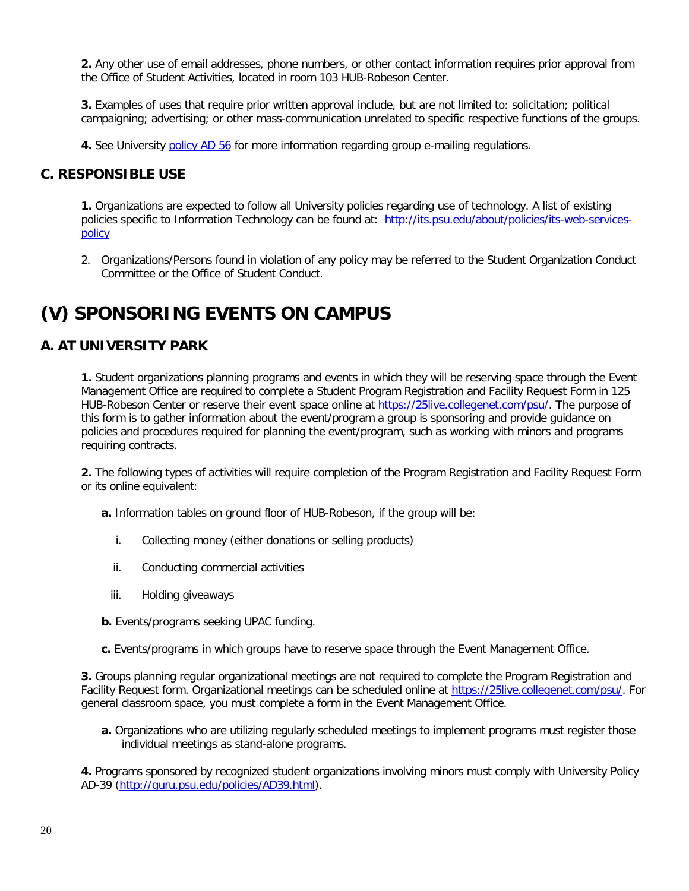**2.** Any other use of email addresses, phone numbers, or other contact information requires prior approval from the Office of Student Activities, located in room 103 HUB-Robeson Center.

**3.** Examples of uses that require prior written approval include, but are not limited to: solicitation; political campaigning; advertising; or other mass-communication unrelated to specific respective functions of the groups.

**4.** See University [policy AD 56](policy AD 56) for more information regarding group e-mailing regulations.

## C. RESPONSIBLE USE

**1.** Organizations are expected to follow all University policies regarding use of technology. A list of existing policies specific to Information Technology can be found at: [http://its.psu.edu/about/policies/its-web-services-policy](http://its.psu.edu/about/policies/its-web-services-policy)

2. Organizations/Persons found in violation of any policy may be referred to the Student Organization Conduct Committee or the Office of Student Conduct.

# (V) SPONSORING EVENTS ON CAMPUS

## A. AT UNIVERSITY PARK

**1.** Student organizations planning programs and events in which they will be reserving space through the Event Management Office are required to complete a Student Program Registration and Facility Request Form in 125 HUB-Robeson Center or reserve their event space online at [https://25live.collegenet.com/psu/](https://25live.collegenet.com/psu/). The purpose of this form is to gather information about the event/program a group is sponsoring and provide guidance on policies and procedures required for planning the event/program, such as working with minors and programs requiring contracts.

**2.** The following types of activities will require completion of the Program Registration and Facility Request Form or its online equivalent:

**a.** Information tables on ground floor of HUB-Robeson, if the group will be:

i. Collecting money (either donations or selling products)

ii. Conducting commercial activities

iii. Holding giveaways

**b.** Events/programs seeking UPAC funding.

**c.** Events/programs in which groups have to reserve space through the Event Management Office.

**3.** Groups planning regular organizational meetings are not required to complete the Program Registration and Facility Request form. Organizational meetings can be scheduled online at [https://25live.collegenet.com/psu/](https://25live.collegenet.com/psu/). For general classroom space, you must complete a form in the Event Management Office.

**a.** Organizations who are utilizing regularly scheduled meetings to implement programs must register those individual meetings as stand-alone programs.

**4.** Programs sponsored by recognized student organizations involving minors must comply with University Policy AD-39 ([http://guru.psu.edu/policies/AD39.html](http://guru.psu.edu/policies/AD39.html)).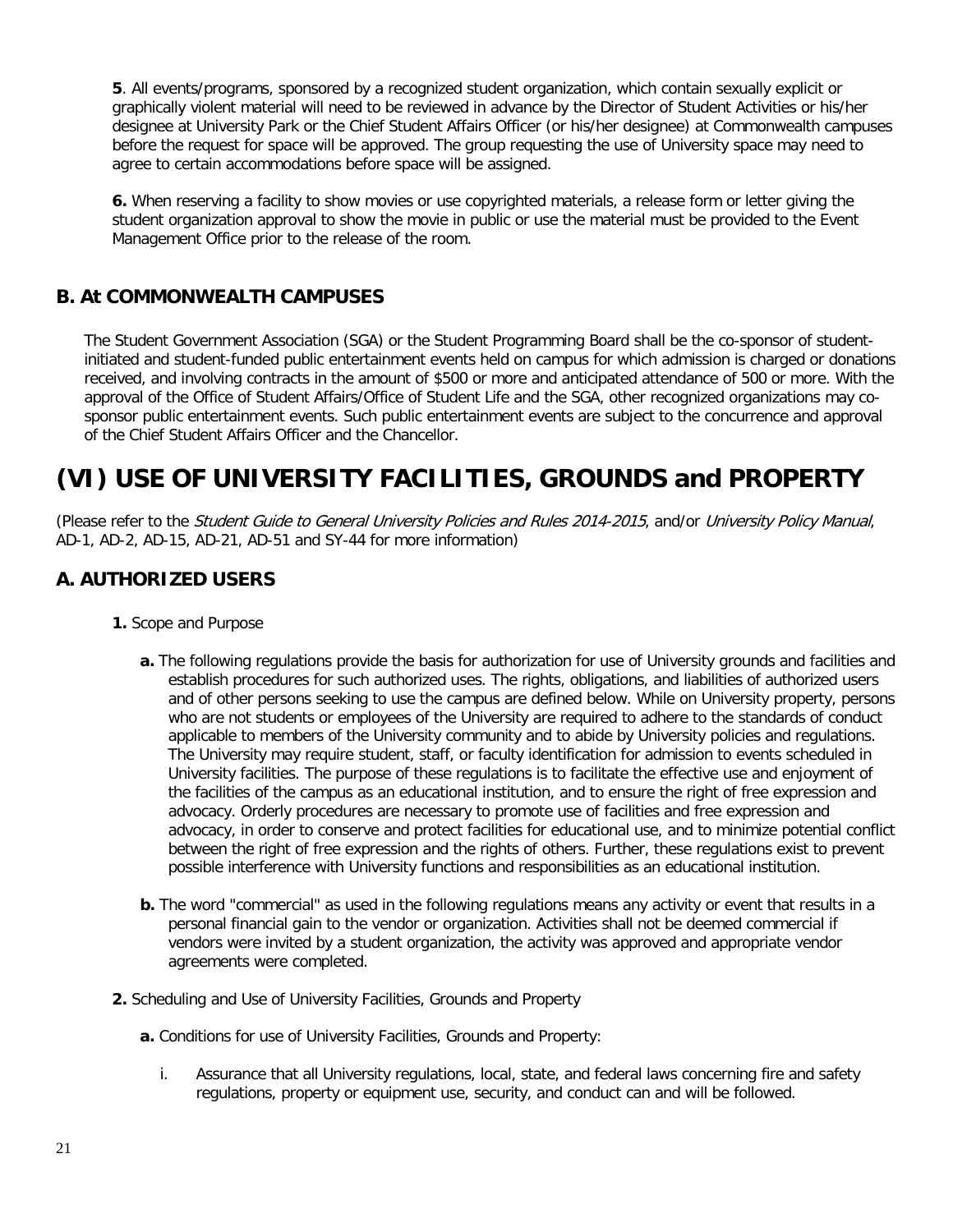**5**. All events/programs, sponsored by a recognized student organization, which contain sexually explicit or graphically violent material will need to be reviewed in advance by the Director of Student Activities or his/her designee at University Park or the Chief Student Affairs Officer (or his/her designee) at Commonwealth campuses before the request for space will be approved. The group requesting the use of University space may need to agree to certain accommodations before space will be assigned.

**6.** When reserving a facility to show movies or use copyrighted materials, a release form or letter giving the student organization approval to show the movie in public or use the material must be provided to the Event Management Office prior to the release of the room.

## B. At COMMONWEALTH CAMPUSES

The Student Government Association (SGA) or the Student Programming Board shall be the co-sponsor of student-initiated and student-funded public entertainment events held on campus for which admission is charged or donations received, and involving contracts in the amount of $500 or more and anticipated attendance of 500 or more. With the approval of the Office of Student Affairs/Office of Student Life and the SGA, other recognized organizations may co-sponsor public entertainment events. Such public entertainment events are subject to the concurrence and approval of the Chief Student Affairs Officer and the Chancellor.

# (VI) USE OF UNIVERSITY FACILITIES, GROUNDS and PROPERTY

(Please refer to the *Student Guide to General University Policies and Rules 2014-2015*, and/or *University Policy Manual*, AD-1, AD-2, AD-15, AD-21, AD-51 and SY-44 for more information)

## A. AUTHORIZED USERS

**1.** Scope and Purpose

**a.** The following regulations provide the basis for authorization for use of University grounds and facilities and establish procedures for such authorized uses. The rights, obligations, and liabilities of authorized users and of other persons seeking to use the campus are defined below. While on University property, persons who are not students or employees of the University are required to adhere to the standards of conduct applicable to members of the University community and to abide by University policies and regulations. The University may require student, staff, or faculty identification for admission to events scheduled in University facilities. The purpose of these regulations is to facilitate the effective use and enjoyment of the facilities of the campus as an educational institution, and to ensure the right of free expression and advocacy. Orderly procedures are necessary to promote use of facilities and free expression and advocacy, in order to conserve and protect facilities for educational use, and to minimize potential conflict between the right of free expression and the rights of others. Further, these regulations exist to prevent possible interference with University functions and responsibilities as an educational institution.

**b.** The word "commercial" as used in the following regulations means any activity or event that results in a personal financial gain to the vendor or organization. Activities shall not be deemed commercial if vendors were invited by a student organization, the activity was approved and appropriate vendor agreements were completed.

**2.** Scheduling and Use of University Facilities, Grounds and Property

**a.** Conditions for use of University Facilities, Grounds and Property:

i. Assurance that all University regulations, local, state, and federal laws concerning fire and safety regulations, property or equipment use, security, and conduct can and will be followed.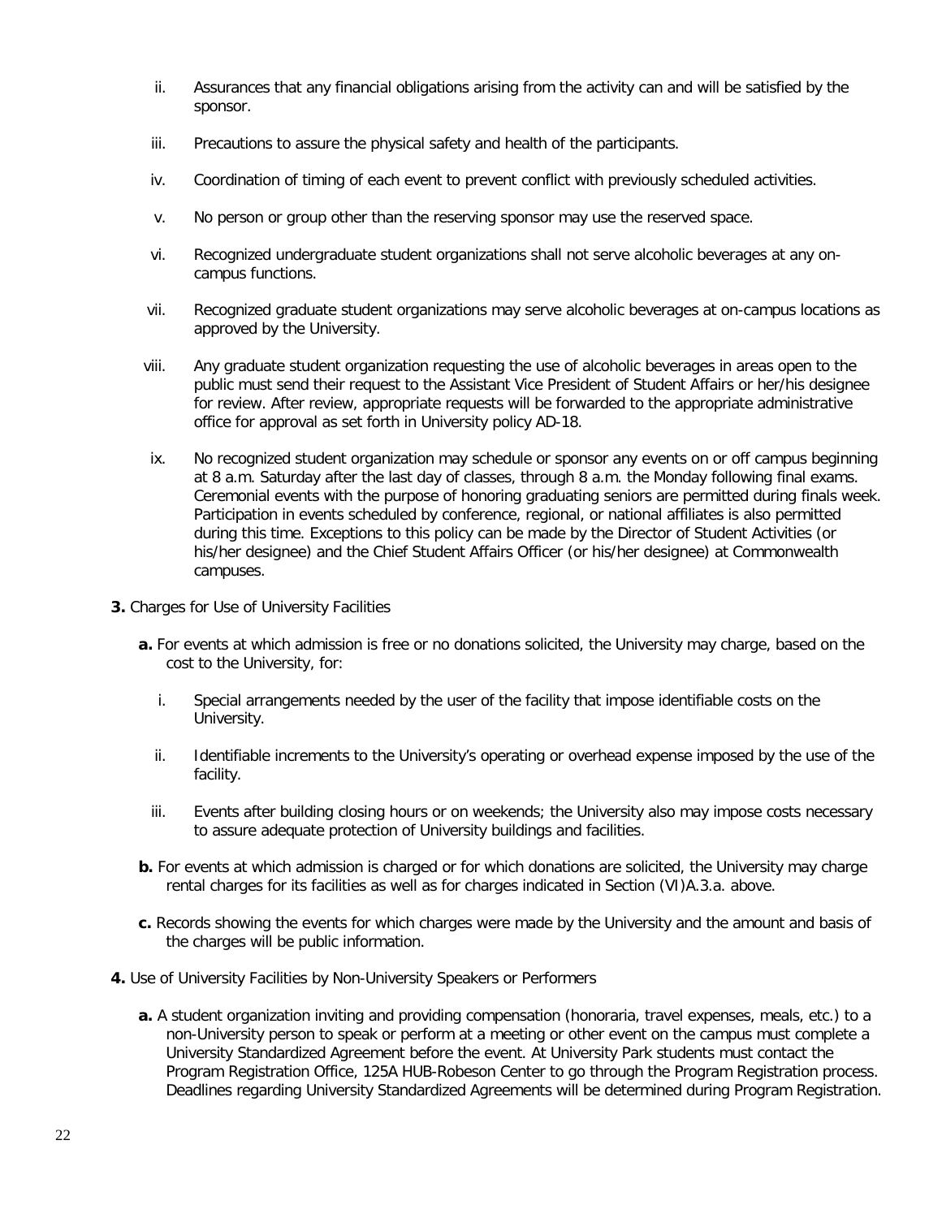ii. Assurances that any financial obligations arising from the activity can and will be satisfied by the sponsor.

iii. Precautions to assure the physical safety and health of the participants.

iv. Coordination of timing of each event to prevent conflict with previously scheduled activities.

v. No person or group other than the reserving sponsor may use the reserved space.

vi. Recognized undergraduate student organizations shall not serve alcoholic beverages at any on-campus functions.

vii. Recognized graduate student organizations may serve alcoholic beverages at on-campus locations as approved by the University.

viii. Any graduate student organization requesting the use of alcoholic beverages in areas open to the public must send their request to the Assistant Vice President of Student Affairs or her/his designee for review. After review, appropriate requests will be forwarded to the appropriate administrative office for approval as set forth in University policy AD-18.

ix. No recognized student organization may schedule or sponsor any events on or off campus beginning at 8 a.m. Saturday after the last day of classes, through 8 a.m. the Monday following final exams. Ceremonial events with the purpose of honoring graduating seniors are permitted during finals week. Participation in events scheduled by conference, regional, or national affiliates is also permitted during this time. Exceptions to this policy can be made by the Director of Student Activities (or his/her designee) and the Chief Student Affairs Officer (or his/her designee) at Commonwealth campuses.

**3.** Charges for Use of University Facilities

**a.** For events at which admission is free or no donations solicited, the University may charge, based on the cost to the University, for:

i. Special arrangements needed by the user of the facility that impose identifiable costs on the University.

ii. Identifiable increments to the University's operating or overhead expense imposed by the use of the facility.

iii. Events after building closing hours or on weekends; the University also may impose costs necessary to assure adequate protection of University buildings and facilities.

**b.** For events at which admission is charged or for which donations are solicited, the University may charge rental charges for its facilities as well as for charges indicated in Section (VI)A.3.a. above.

**c.** Records showing the events for which charges were made by the University and the amount and basis of the charges will be public information.

**4.** Use of University Facilities by Non-University Speakers or Performers

**a.** A student organization inviting and providing compensation (honoraria, travel expenses, meals, etc.) to a non-University person to speak or perform at a meeting or other event on the campus must complete a University Standardized Agreement before the event. At University Park students must contact the Program Registration Office, 125A HUB-Robeson Center to go through the Program Registration process. Deadlines regarding University Standardized Agreements will be determined during Program Registration.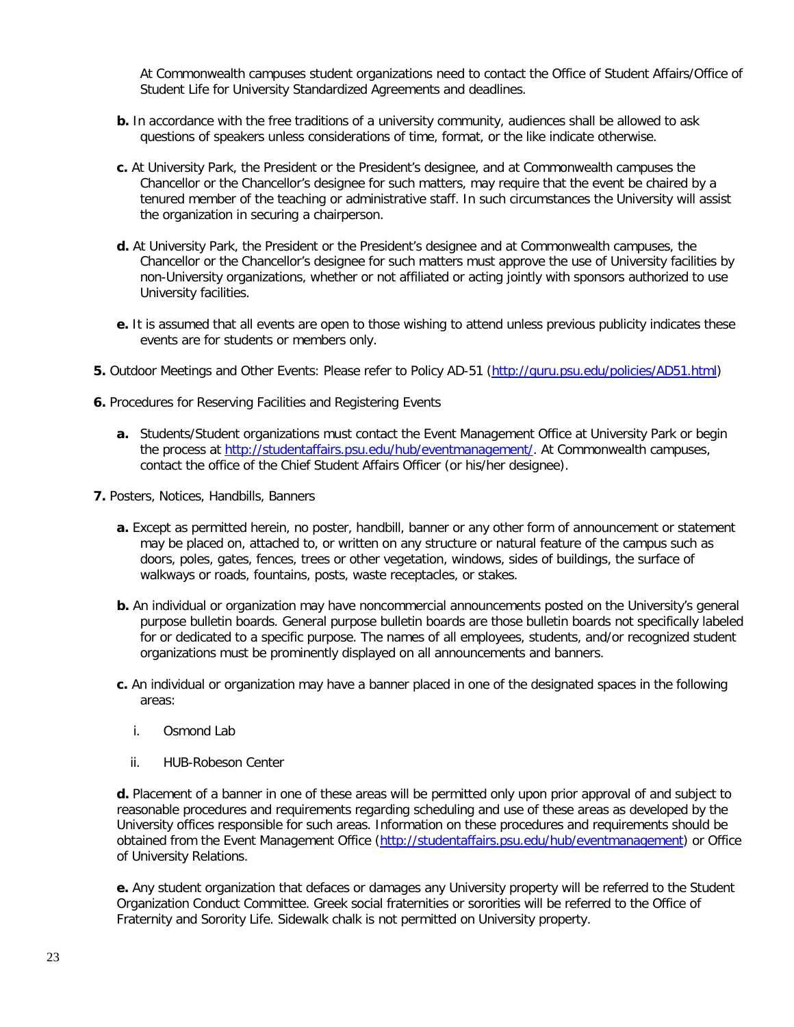At Commonwealth campuses student organizations need to contact the Office of Student Affairs/Office of Student Life for University Standardized Agreements and deadlines.

**b.** In accordance with the free traditions of a university community, audiences shall be allowed to ask questions of speakers unless considerations of time, format, or the like indicate otherwise.

**c.** At University Park, the President or the President's designee, and at Commonwealth campuses the Chancellor or the Chancellor's designee for such matters, may require that the event be chaired by a tenured member of the teaching or administrative staff. In such circumstances the University will assist the organization in securing a chairperson.

**d.** At University Park, the President or the President's designee and at Commonwealth campuses, the Chancellor or the Chancellor's designee for such matters must approve the use of University facilities by non-University organizations, whether or not affiliated or acting jointly with sponsors authorized to use University facilities.

**e.** It is assumed that all events are open to those wishing to attend unless previous publicity indicates these events are for students or members only.

**5.** Outdoor Meetings and Other Events: Please refer to Policy AD-51 (http://guru.psu.edu/policies/AD51.html)

**6.** Procedures for Reserving Facilities and Registering Events

**a.** Students/Student organizations must contact the Event Management Office at University Park or begin the process at http://studentaffairs.psu.edu/hub/eventmanagement/. At Commonwealth campuses, contact the office of the Chief Student Affairs Officer (or his/her designee).

**7.** Posters, Notices, Handbills, Banners

**a.** Except as permitted herein, no poster, handbill, banner or any other form of announcement or statement may be placed on, attached to, or written on any structure or natural feature of the campus such as doors, poles, gates, fences, trees or other vegetation, windows, sides of buildings, the surface of walkways or roads, fountains, posts, waste receptacles, or stakes.

**b.** An individual or organization may have noncommercial announcements posted on the University's general purpose bulletin boards. General purpose bulletin boards are those bulletin boards not specifically labeled for or dedicated to a specific purpose. The names of all employees, students, and/or recognized student organizations must be prominently displayed on all announcements and banners.

**c.** An individual or organization may have a banner placed in one of the designated spaces in the following areas:

i. Osmond Lab

ii. HUB-Robeson Center

**d.** Placement of a banner in one of these areas will be permitted only upon prior approval of and subject to reasonable procedures and requirements regarding scheduling and use of these areas as developed by the University offices responsible for such areas. Information on these procedures and requirements should be obtained from the Event Management Office (http://studentaffairs.psu.edu/hub/eventmanagement) or Office of University Relations.

**e.** Any student organization that defaces or damages any University property will be referred to the Student Organization Conduct Committee. Greek social fraternities or sororities will be referred to the Office of Fraternity and Sorority Life. Sidewalk chalk is not permitted on University property.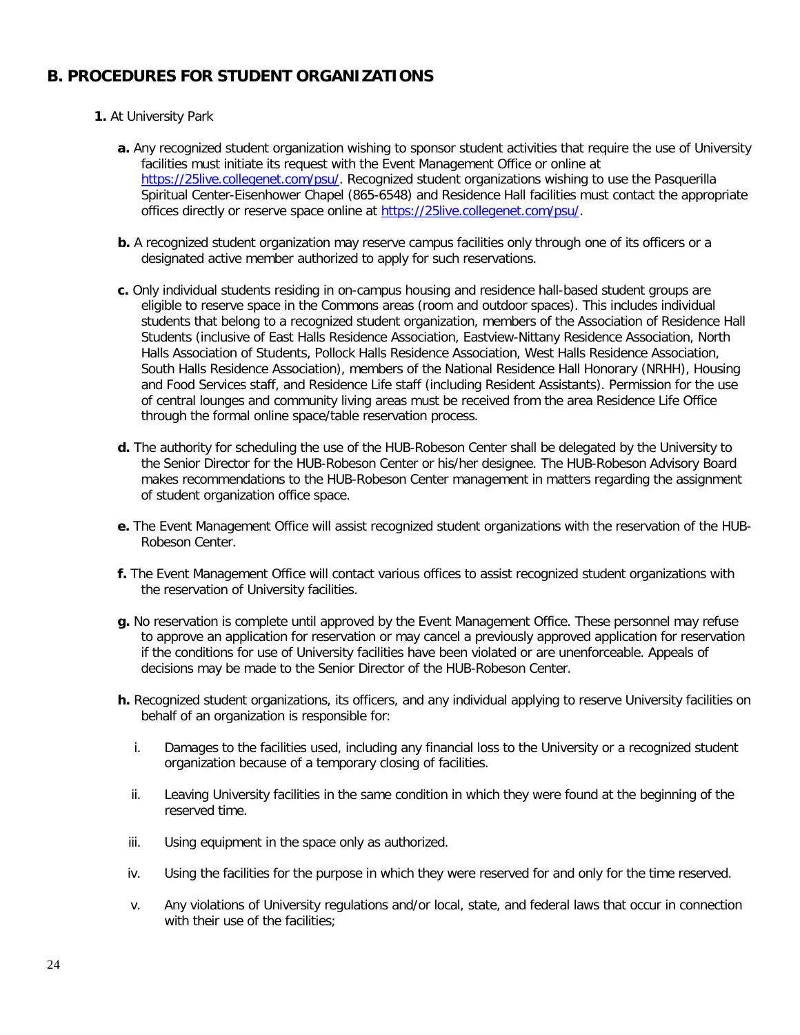## B. PROCEDURES FOR STUDENT ORGANIZATIONS

**1.** At University Park

**a.** Any recognized student organization wishing to sponsor student activities that require the use of University facilities must initiate its request with the Event Management Office or online at https://25live.collegenet.com/psu/. Recognized student organizations wishing to use the Pasquerilla Spiritual Center-Eisenhower Chapel (865-6548) and Residence Hall facilities must contact the appropriate offices directly or reserve space online at https://25live.collegenet.com/psu/.

**b.** A recognized student organization may reserve campus facilities only through one of its officers or a designated active member authorized to apply for such reservations.

**c.** Only individual students residing in on-campus housing and residence hall-based student groups are eligible to reserve space in the Commons areas (room and outdoor spaces). This includes individual students that belong to a recognized student organization, members of the Association of Residence Hall Students (inclusive of East Halls Residence Association, Eastview-Nittany Residence Association, North Halls Association of Students, Pollock Halls Residence Association, West Halls Residence Association, South Halls Residence Association), members of the National Residence Hall Honorary (NRHH), Housing and Food Services staff, and Residence Life staff (including Resident Assistants). Permission for the use of central lounges and community living areas must be received from the area Residence Life Office through the formal online space/table reservation process.

**d.** The authority for scheduling the use of the HUB-Robeson Center shall be delegated by the University to the Senior Director for the HUB-Robeson Center or his/her designee. The HUB-Robeson Advisory Board makes recommendations to the HUB-Robeson Center management in matters regarding the assignment of student organization office space.

**e.** The Event Management Office will assist recognized student organizations with the reservation of the HUB-Robeson Center.

**f.** The Event Management Office will contact various offices to assist recognized student organizations with the reservation of University facilities.

**g.** No reservation is complete until approved by the Event Management Office. These personnel may refuse to approve an application for reservation or may cancel a previously approved application for reservation if the conditions for use of University facilities have been violated or are unenforceable. Appeals of decisions may be made to the Senior Director of the HUB-Robeson Center.

**h.** Recognized student organizations, its officers, and any individual applying to reserve University facilities on behalf of an organization is responsible for:

i. Damages to the facilities used, including any financial loss to the University or a recognized student organization because of a temporary closing of facilities.

ii. Leaving University facilities in the same condition in which they were found at the beginning of the reserved time.

iii. Using equipment in the space only as authorized.

iv. Using the facilities for the purpose in which they were reserved for and only for the time reserved.

v. Any violations of University regulations and/or local, state, and federal laws that occur in connection with their use of the facilities;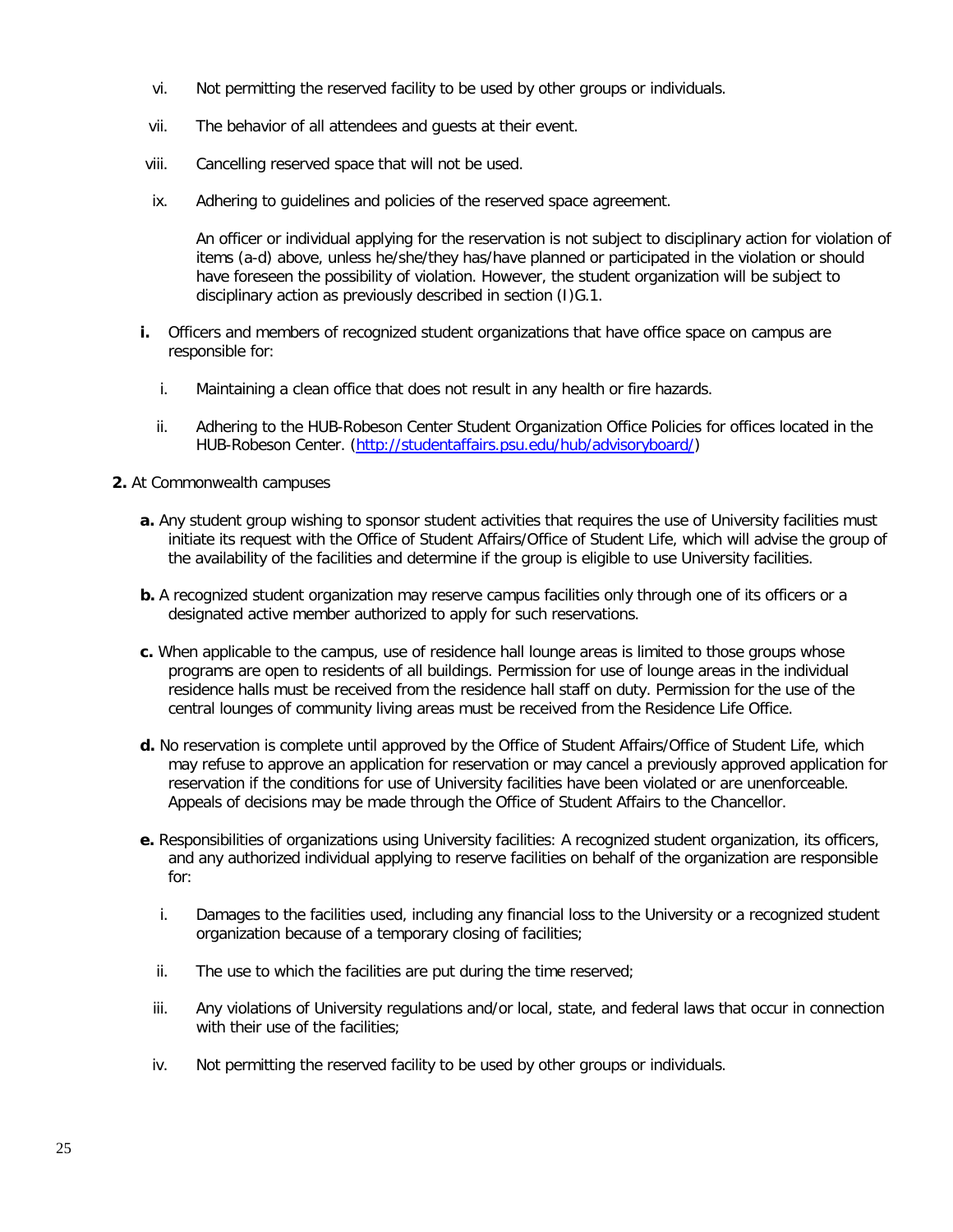vi. Not permitting the reserved facility to be used by other groups or individuals.

vii. The behavior of all attendees and guests at their event.

viii. Cancelling reserved space that will not be used.

ix. Adhering to guidelines and policies of the reserved space agreement.

An officer or individual applying for the reservation is not subject to disciplinary action for violation of items (a-d) above, unless he/she/they has/have planned or participated in the violation or should have foreseen the possibility of violation. However, the student organization will be subject to disciplinary action as previously described in section (I)G.1.

**i.** Officers and members of recognized student organizations that have office space on campus are responsible for:

i. Maintaining a clean office that does not result in any health or fire hazards.

ii. Adhering to the HUB-Robeson Center Student Organization Office Policies for offices located in the HUB-Robeson Center. (http://studentaffairs.psu.edu/hub/advisoryboard/)

**2.** At Commonwealth campuses

**a.** Any student group wishing to sponsor student activities that requires the use of University facilities must initiate its request with the Office of Student Affairs/Office of Student Life, which will advise the group of the availability of the facilities and determine if the group is eligible to use University facilities.

**b.** A recognized student organization may reserve campus facilities only through one of its officers or a designated active member authorized to apply for such reservations.

**c.** When applicable to the campus, use of residence hall lounge areas is limited to those groups whose programs are open to residents of all buildings. Permission for use of lounge areas in the individual residence halls must be received from the residence hall staff on duty. Permission for the use of the central lounges of community living areas must be received from the Residence Life Office.

**d.** No reservation is complete until approved by the Office of Student Affairs/Office of Student Life, which may refuse to approve an application for reservation or may cancel a previously approved application for reservation if the conditions for use of University facilities have been violated or are unenforceable. Appeals of decisions may be made through the Office of Student Affairs to the Chancellor.

**e.** Responsibilities of organizations using University facilities: A recognized student organization, its officers, and any authorized individual applying to reserve facilities on behalf of the organization are responsible for:

i. Damages to the facilities used, including any financial loss to the University or a recognized student organization because of a temporary closing of facilities;

ii. The use to which the facilities are put during the time reserved;

iii. Any violations of University regulations and/or local, state, and federal laws that occur in connection with their use of the facilities;

iv. Not permitting the reserved facility to be used by other groups or individuals.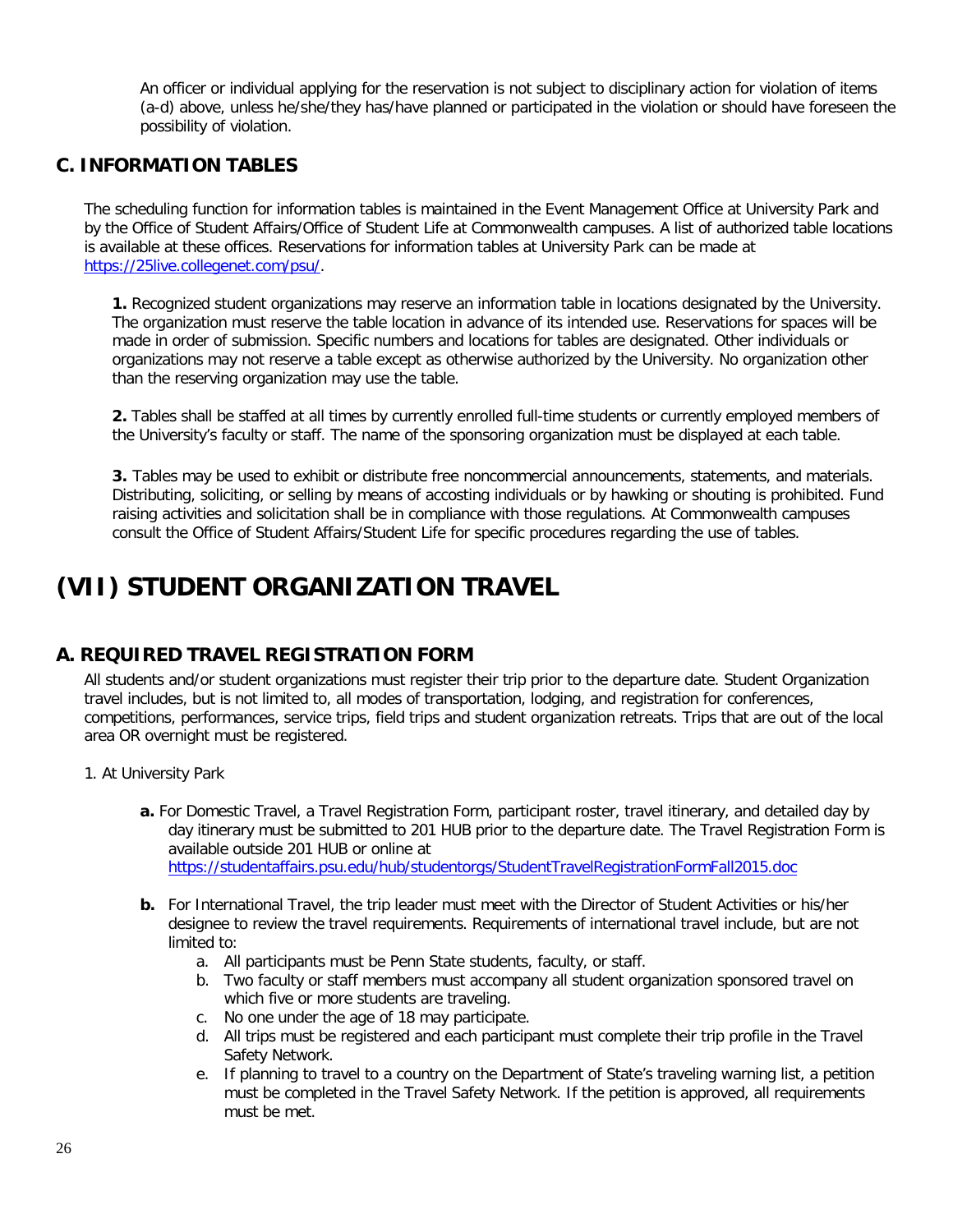An officer or individual applying for the reservation is not subject to disciplinary action for violation of items (a-d) above, unless he/she/they has/have planned or participated in the violation or should have foreseen the possibility of violation.

### C. INFORMATION TABLES

The scheduling function for information tables is maintained in the Event Management Office at University Park and by the Office of Student Affairs/Office of Student Life at Commonwealth campuses. A list of authorized table locations is available at these offices. Reservations for information tables at University Park can be made at [https://25live.collegenet.com/psu/](https://25live.collegenet.com/psu/).

**1.** Recognized student organizations may reserve an information table in locations designated by the University. The organization must reserve the table location in advance of its intended use. Reservations for spaces will be made in order of submission. Specific numbers and locations for tables are designated. Other individuals or organizations may not reserve a table except as otherwise authorized by the University. No organization other than the reserving organization may use the table.

**2.** Tables shall be staffed at all times by currently enrolled full-time students or currently employed members of the University's faculty or staff. The name of the sponsoring organization must be displayed at each table.

**3.** Tables may be used to exhibit or distribute free noncommercial announcements, statements, and materials. Distributing, soliciting, or selling by means of accosting individuals or by hawking or shouting is prohibited. Fund raising activities and solicitation shall be in compliance with those regulations. At Commonwealth campuses consult the Office of Student Affairs/Student Life for specific procedures regarding the use of tables.

# (VII) STUDENT ORGANIZATION TRAVEL

### A. REQUIRED TRAVEL REGISTRATION FORM

All students and/or student organizations must register their trip prior to the departure date. Student Organization travel includes, but is not limited to, all modes of transportation, lodging, and registration for conferences, competitions, performances, service trips, field trips and student organization retreats. Trips that are out of the local area OR overnight must be registered.

1. At University Park

   **a.** For Domestic Travel, a Travel Registration Form, participant roster, travel itinerary, and detailed day by day itinerary must be submitted to 201 HUB prior to the departure date. The Travel Registration Form is available outside 201 HUB or online at [https://studentaffairs.psu.edu/hub/studentorgs/StudentTravelRegistrationFormFall2015.doc](https://studentaffairs.psu.edu/hub/studentorgs/StudentTravelRegistrationFormFall2015.doc)

   **b.** For International Travel, the trip leader must meet with the Director of Student Activities or his/her designee to review the travel requirements. Requirements of international travel include, but are not limited to:

      a. All participants must be Penn State students, faculty, or staff.
      b. Two faculty or staff members must accompany all student organization sponsored travel on which five or more students are traveling.
      c. No one under the age of 18 may participate.
      d. All trips must be registered and each participant must complete their trip profile in the Travel Safety Network.
      e. If planning to travel to a country on the Department of State's traveling warning list, a petition must be completed in the Travel Safety Network. If the petition is approved, all requirements must be met.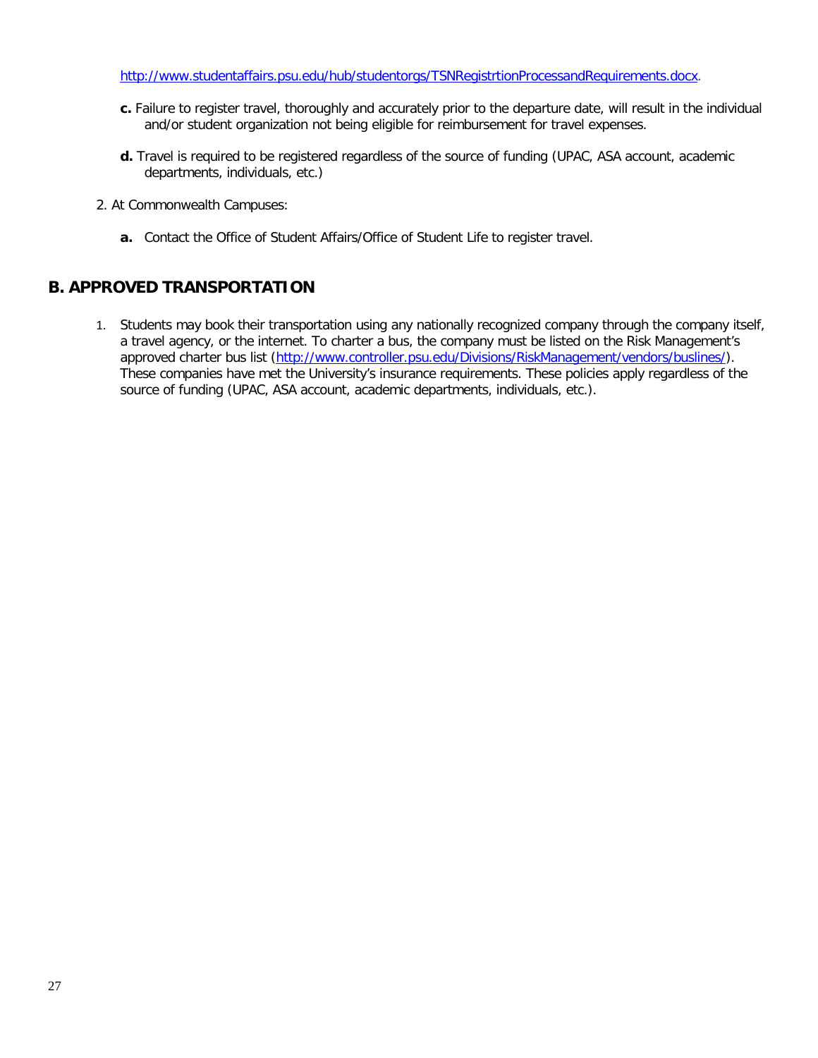http://www.studentaffairs.psu.edu/hub/studentorgs/TSNRegistrtionProcessandRequirements.docx.

   **c.** Failure to register travel, thoroughly and accurately prior to the departure date, will result in the individual and/or student organization not being eligible for reimbursement for travel expenses.

   **d.** Travel is required to be registered regardless of the source of funding (UPAC, ASA account, academic departments, individuals, etc.)

2. At Commonwealth Campuses:

   **a.** Contact the Office of Student Affairs/Office of Student Life to register travel.

## B. APPROVED TRANSPORTATION

1. Students may book their transportation using any nationally recognized company through the company itself, a travel agency, or the internet. To charter a bus, the company must be listed on the Risk Management's approved charter bus list (http://www.controller.psu.edu/Divisions/RiskManagement/vendors/buslines/). These companies have met the University's insurance requirements. These policies apply regardless of the source of funding (UPAC, ASA account, academic departments, individuals, etc.).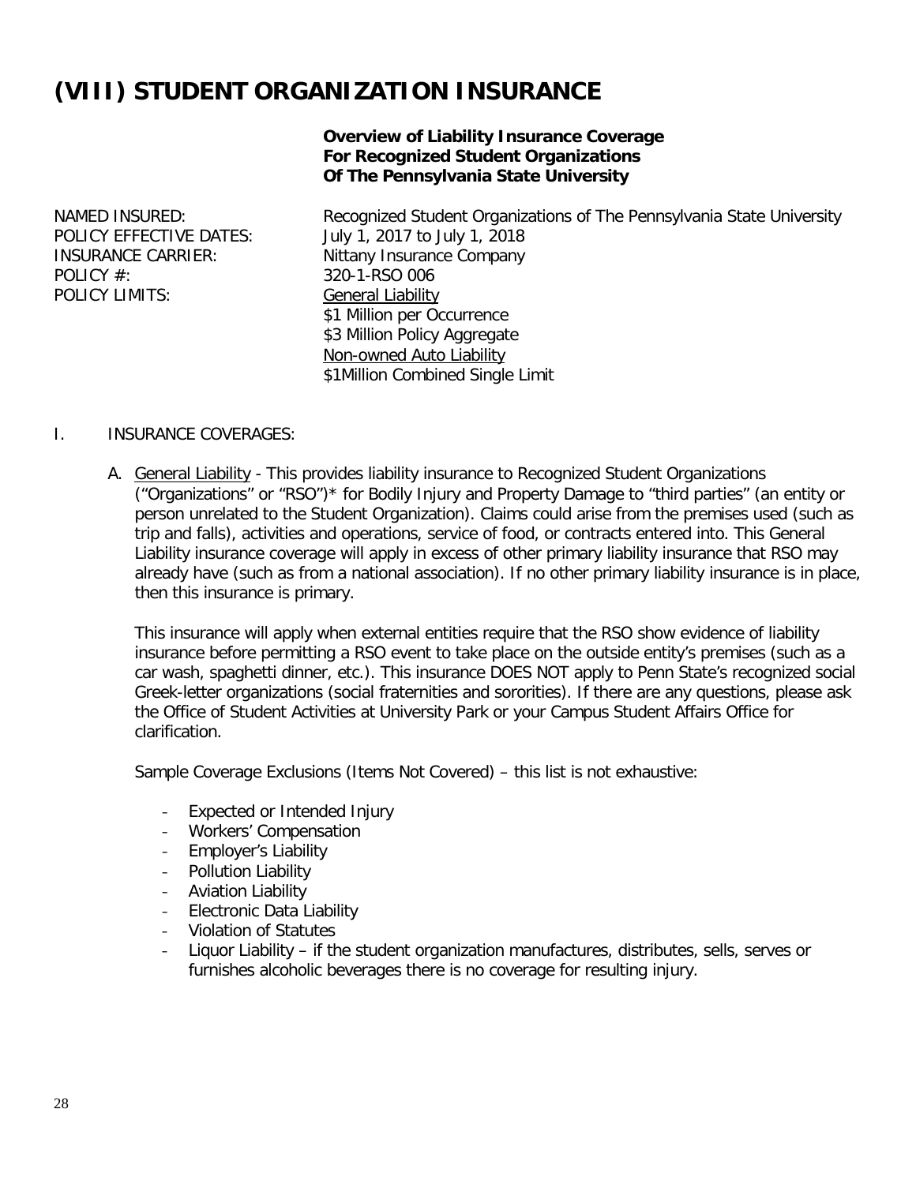# (VIII) STUDENT ORGANIZATION INSURANCE

**Overview of Liability Insurance Coverage**
**For Recognized Student Organizations**
**Of The Pennsylvania State University**

| | |
|---|---|
| NAMED INSURED: | Recognized Student Organizations of The Pennsylvania State University |
| POLICY EFFECTIVE DATES: | July 1, 2017 to July 1, 2018 |
| INSURANCE CARRIER: | Nittany Insurance Company |
| POLICY #: | 320-1-RSO 006 |
| POLICY LIMITS: | General Liability<br>\$1 Million per Occurrence<br>\$3 Million Policy Aggregate<br>Non-owned Auto Liability<br>\$1Million Combined Single Limit |

I. INSURANCE COVERAGES:

A. General Liability - This provides liability insurance to Recognized Student Organizations ("Organizations" or "RSO")* for Bodily Injury and Property Damage to "third parties" (an entity or person unrelated to the Student Organization). Claims could arise from the premises used (such as trip and falls), activities and operations, service of food, or contracts entered into. This General Liability insurance coverage will apply in excess of other primary liability insurance that RSO may already have (such as from a national association). If no other primary liability insurance is in place, then this insurance is primary.

This insurance will apply when external entities require that the RSO show evidence of liability insurance before permitting a RSO event to take place on the outside entity's premises (such as a car wash, spaghetti dinner, etc.). This insurance DOES NOT apply to Penn State's recognized social Greek-letter organizations (social fraternities and sororities). If there are any questions, please ask the Office of Student Activities at University Park or your Campus Student Affairs Office for clarification.

Sample Coverage Exclusions (Items Not Covered) – this list is not exhaustive:

- Expected or Intended Injury
- Workers' Compensation
- Employer's Liability
- Pollution Liability
- Aviation Liability
- Electronic Data Liability
- Violation of Statutes
- Liquor Liability – if the student organization manufactures, distributes, sells, serves or furnishes alcoholic beverages there is no coverage for resulting injury.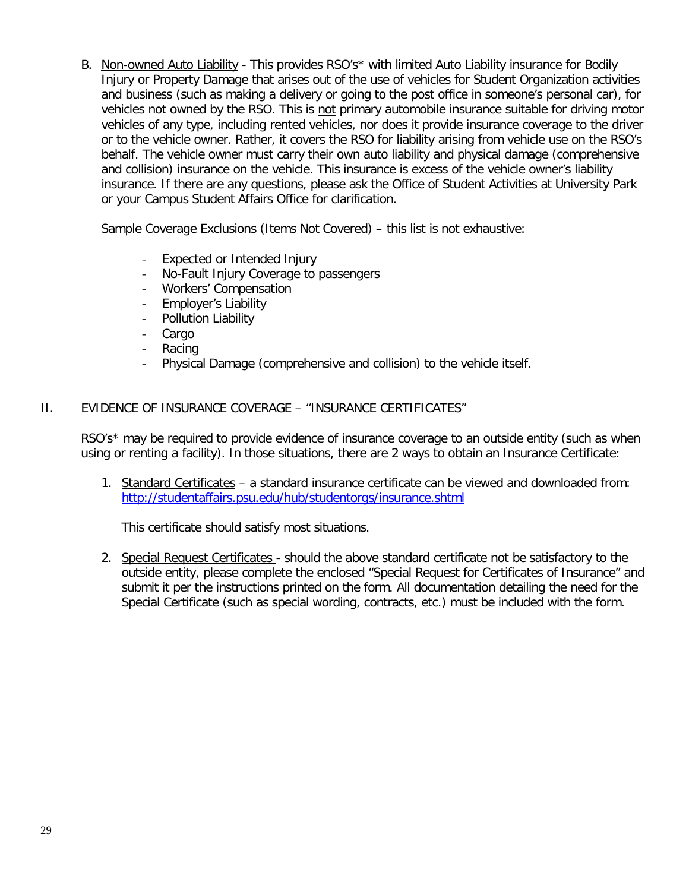B. Non-owned Auto Liability - This provides RSO's* with limited Auto Liability insurance for Bodily Injury or Property Damage that arises out of the use of vehicles for Student Organization activities and business (such as making a delivery or going to the post office in someone's personal car), for vehicles not owned by the RSO. This is not primary automobile insurance suitable for driving motor vehicles of any type, including rented vehicles, nor does it provide insurance coverage to the driver or to the vehicle owner. Rather, it covers the RSO for liability arising from vehicle use on the RSO's behalf. The vehicle owner must carry their own auto liability and physical damage (comprehensive and collision) insurance on the vehicle. This insurance is excess of the vehicle owner's liability insurance. If there are any questions, please ask the Office of Student Activities at University Park or your Campus Student Affairs Office for clarification.

   Sample Coverage Exclusions (Items Not Covered) – this list is not exhaustive:

   - Expected or Intended Injury
   - No-Fault Injury Coverage to passengers
   - Workers' Compensation
   - Employer's Liability
   - Pollution Liability
   - Cargo
   - Racing
   - Physical Damage (comprehensive and collision) to the vehicle itself.

## II. EVIDENCE OF INSURANCE COVERAGE – "INSURANCE CERTIFICATES"

RSO's* may be required to provide evidence of insurance coverage to an outside entity (such as when using or renting a facility). In those situations, there are 2 ways to obtain an Insurance Certificate:

1. Standard Certificates – a standard insurance certificate can be viewed and downloaded from: http://studentaffairs.psu.edu/hub/studentorgs/insurance.shtml

   This certificate should satisfy most situations.

2. Special Request Certificates - should the above standard certificate not be satisfactory to the outside entity, please complete the enclosed "Special Request for Certificates of Insurance" and submit it per the instructions printed on the form. All documentation detailing the need for the Special Certificate (such as special wording, contracts, etc.) must be included with the form.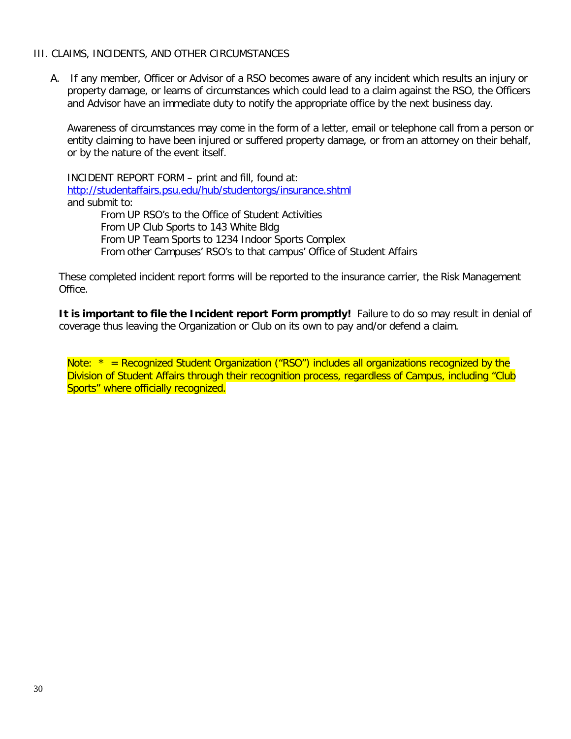## III. CLAIMS, INCIDENTS, AND OTHER CIRCUMSTANCES

A. If any member, Officer or Advisor of a RSO becomes aware of any incident which results an injury or property damage, or learns of circumstances which could lead to a claim against the RSO, the Officers and Advisor have an immediate duty to notify the appropriate office by the next business day.

Awareness of circumstances may come in the form of a letter, email or telephone call from a person or entity claiming to have been injured or suffered property damage, or from an attorney on their behalf, or by the nature of the event itself.

INCIDENT REPORT FORM – print and fill, found at:
[http://studentaffairs.psu.edu/hub/studentorgs/insurance.shtml](http://studentaffairs.psu.edu/hub/studentorgs/insurance.shtml)
and submit to:

From UP RSO's to the Office of Student Activities
From UP Club Sports to 143 White Bldg
From UP Team Sports to 1234 Indoor Sports Complex
From other Campuses' RSO's to that campus' Office of Student Affairs

These completed incident report forms will be reported to the insurance carrier, the Risk Management Office.

**It is important to file the Incident report Form promptly!** Failure to do so may result in denial of coverage thus leaving the Organization or Club on its own to pay and/or defend a claim.

Note: * = Recognized Student Organization ("RSO") includes all organizations recognized by the Division of Student Affairs through their recognition process, regardless of Campus, including "Club Sports" where officially recognized.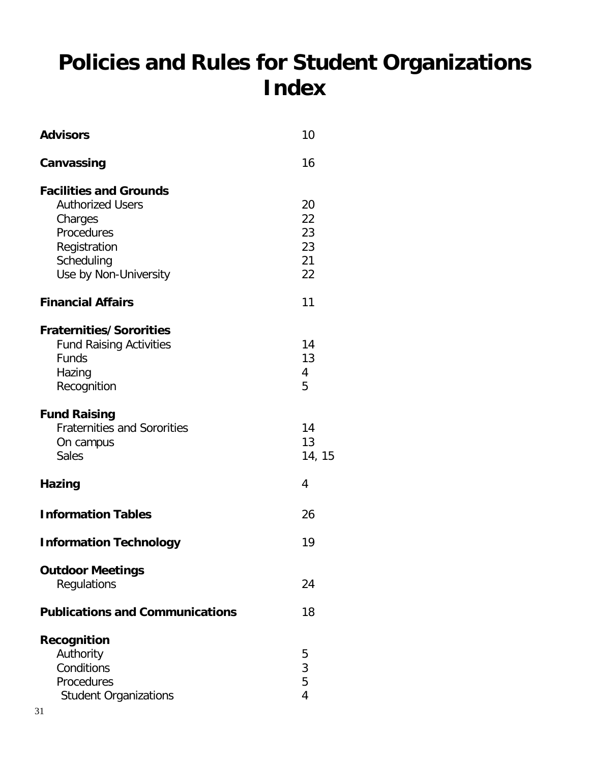# Policies and Rules for Student Organizations Index

| | |
|---|---|
| **Advisors** | 10 |
| **Canvassing** | 16 |
| **Facilities and Grounds** | |
| Authorized Users | 20 |
| Charges | 22 |
| Procedures | 23 |
| Registration | 23 |
| Scheduling | 21 |
| Use by Non-University | 22 |
| **Financial Affairs** | 11 |
| **Fraternities/Sororities** | |
| Fund Raising Activities | 14 |
| Funds | 13 |
| Hazing | 4 |
| Recognition | 5 |
| **Fund Raising** | |
| Fraternities and Sororities | 14 |
| On campus | 13 |
| Sales | 14, 15 |
| **Hazing** | 4 |
| **Information Tables** | 26 |
| **Information Technology** | 19 |
| **Outdoor Meetings** | |
| Regulations | 24 |
| **Publications and Communications** | 18 |
| **Recognition** | |
| Authority | 5 |
| Conditions | 3 |
| Procedures | 5 |
| Student Organizations | 4 |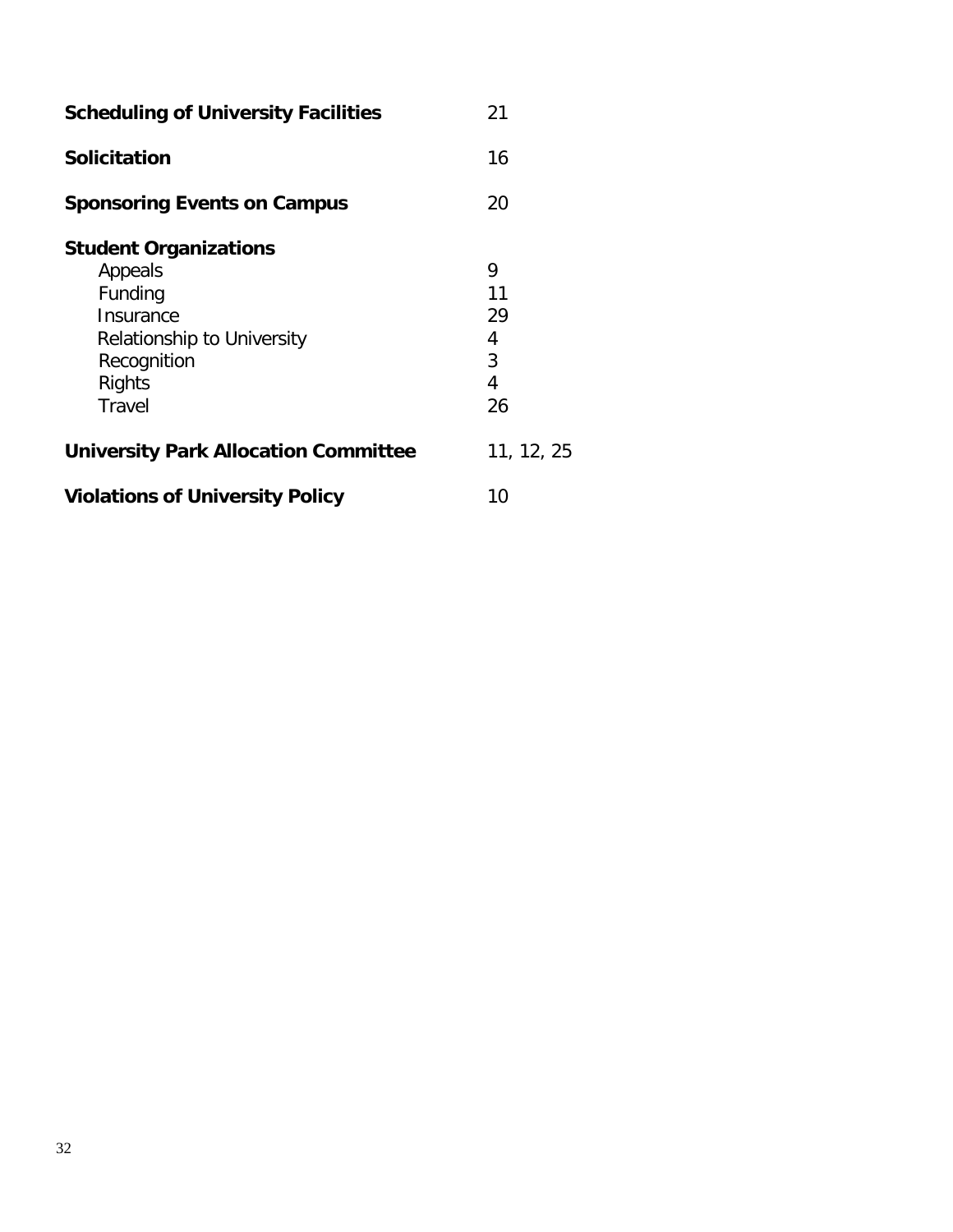**Scheduling of University Facilities** 21

**Solicitation** 16

**Sponsoring Events on Campus** 20

**Student Organizations**

- Appeals 9
- Funding 11
- Insurance 29
- Relationship to University 4
- Recognition 3
- Rights 4
- Travel 26

**University Park Allocation Committee** 11, 12, 25

**Violations of University Policy** 10